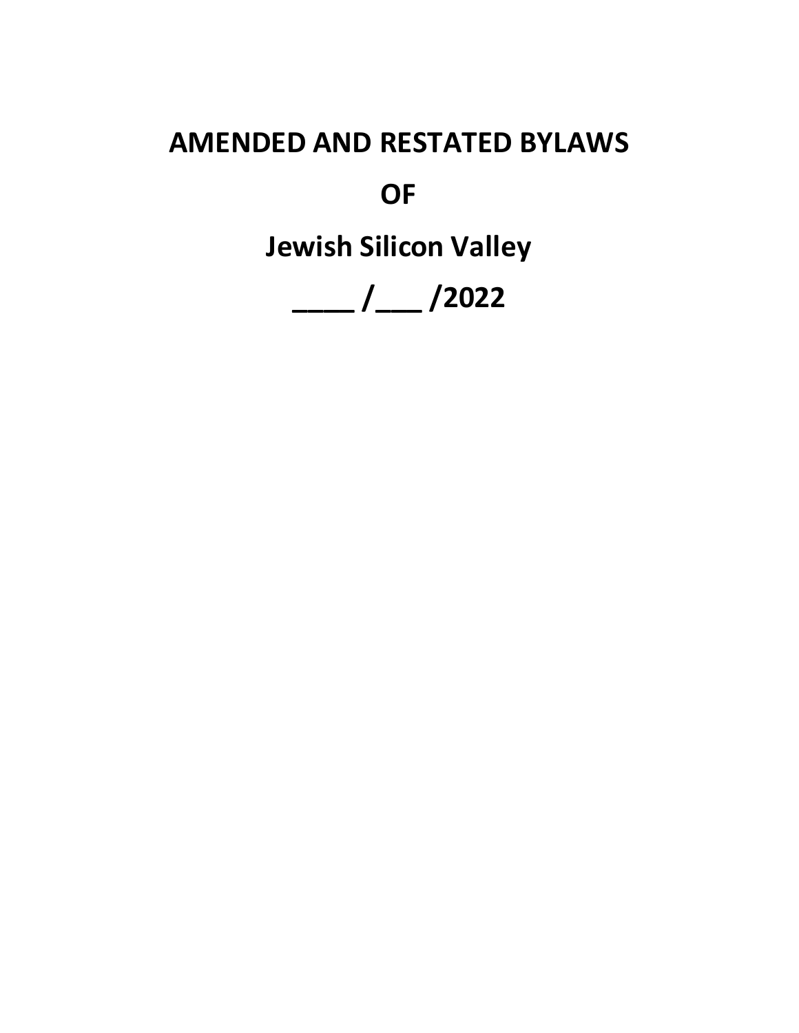# AMENDED AND RESTATED BYLAWS

# OF

# Jewish Silicon Valley

# ____ /___ /2022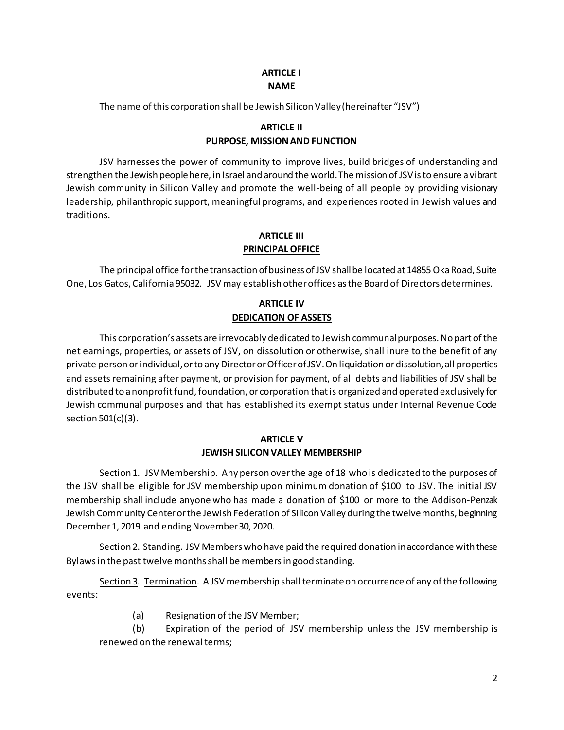## ARTICLE I
## NAME

The name of this corporation shall be Jewish Silicon Valley (hereinafter "JSV")

## ARTICLE II
## PURPOSE, MISSION AND FUNCTION

JSV harnesses the power of community to improve lives, build bridges of understanding and strengthen the Jewish people here, in Israel and around the world. The mission of JSV is to ensure a vibrant Jewish community in Silicon Valley and promote the well-being of all people by providing visionary leadership, philanthropic support, meaningful programs, and experiences rooted in Jewish values and traditions.

## ARTICLE III
## PRINCIPAL OFFICE

The principal office for the transaction of business of JSV shall be located at 14855 Oka Road, Suite One, Los Gatos, California 95032. JSV may establish other offices as the Board of Directors determines.

## ARTICLE IV
## DEDICATION OF ASSETS

This corporation's assets are irrevocably dedicated to Jewish communal purposes. No part of the net earnings, properties, or assets of JSV, on dissolution or otherwise, shall inure to the benefit of any private person or individual, or to any Director or Officer of JSV. On liquidation or dissolution, all properties and assets remaining after payment, or provision for payment, of all debts and liabilities of JSV shall be distributed to a nonprofit fund, foundation, or corporation that is organized and operated exclusively for Jewish communal purposes and that has established its exempt status under Internal Revenue Code section 501(c)(3).

## ARTICLE V
## JEWISH SILICON VALLEY MEMBERSHIP

Section 1. JSV Membership. Any person over the age of 18 who is dedicated to the purposes of the JSV shall be eligible for JSV membership upon minimum donation of $100 to JSV. The initial JSV membership shall include anyone who has made a donation of $100 or more to the Addison-Penzak Jewish Community Center or the Jewish Federation of Silicon Valley during the twelve months, beginning December 1, 2019 and ending November 30, 2020.

Section 2. Standing. JSV Members who have paid the required donation in accordance with these Bylaws in the past twelve months shall be members in good standing.

Section 3. Termination. A JSV membership shall terminate on occurrence of any of the following events:

(a) Resignation of the JSV Member;

(b) Expiration of the period of JSV membership unless the JSV membership is renewed on the renewal terms;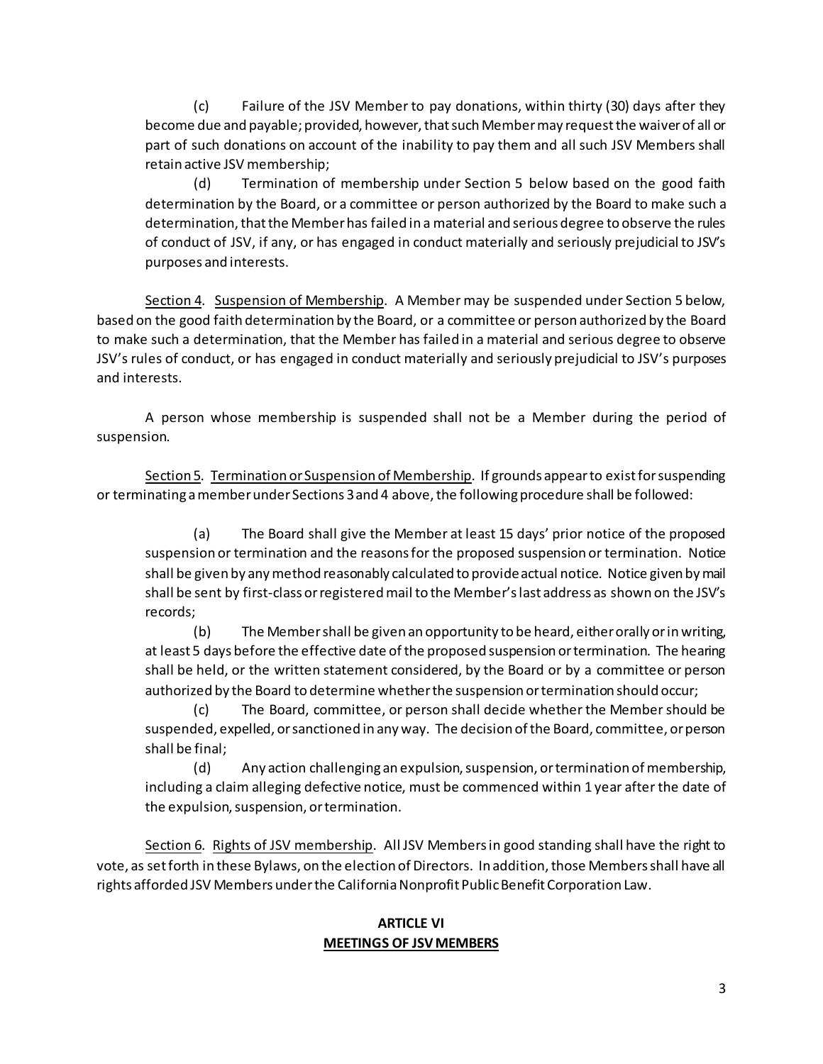(c) Failure of the JSV Member to pay donations, within thirty (30) days after they become due and payable; provided, however, that such Member may request the waiver of all or part of such donations on account of the inability to pay them and all such JSV Members shall retain active JSV membership;

(d) Termination of membership under Section 5 below based on the good faith determination by the Board, or a committee or person authorized by the Board to make such a determination, that the Member has failed in a material and serious degree to observe the rules of conduct of JSV, if any, or has engaged in conduct materially and seriously prejudicial to JSV's purposes and interests.

<u>Section 4</u>. <u>Suspension of Membership</u>. A Member may be suspended under Section 5 below, based on the good faith determination by the Board, or a committee or person authorized by the Board to make such a determination, that the Member has failed in a material and serious degree to observe JSV's rules of conduct, or has engaged in conduct materially and seriously prejudicial to JSV's purposes and interests.

A person whose membership is suspended shall not be a Member during the period of suspension.

<u>Section 5</u>. <u>Termination or Suspension of Membership</u>. If grounds appear to exist for suspending or terminating a member under Sections 3 and 4 above, the following procedure shall be followed:

(a) The Board shall give the Member at least 15 days' prior notice of the proposed suspension or termination and the reasons for the proposed suspension or termination. Notice shall be given by any method reasonably calculated to provide actual notice. Notice given by mail shall be sent by first-class or registered mail to the Member's last address as shown on the JSV's records;

(b) The Member shall be given an opportunity to be heard, either orally or in writing, at least 5 days before the effective date of the proposed suspension or termination. The hearing shall be held, or the written statement considered, by the Board or by a committee or person authorized by the Board to determine whether the suspension or termination should occur;

(c) The Board, committee, or person shall decide whether the Member should be suspended, expelled, or sanctioned in any way. The decision of the Board, committee, or person shall be final;

(d) Any action challenging an expulsion, suspension, or termination of membership, including a claim alleging defective notice, must be commenced within 1 year after the date of the expulsion, suspension, or termination.

<u>Section 6</u>. <u>Rights of JSV membership</u>. All JSV Members in good standing shall have the right to vote, as set forth in these Bylaws, on the election of Directors. In addition, those Members shall have all rights afforded JSV Members under the California Nonprofit Public Benefit Corporation Law.

## ARTICLE VI
## <u>MEETINGS OF JSV MEMBERS</u>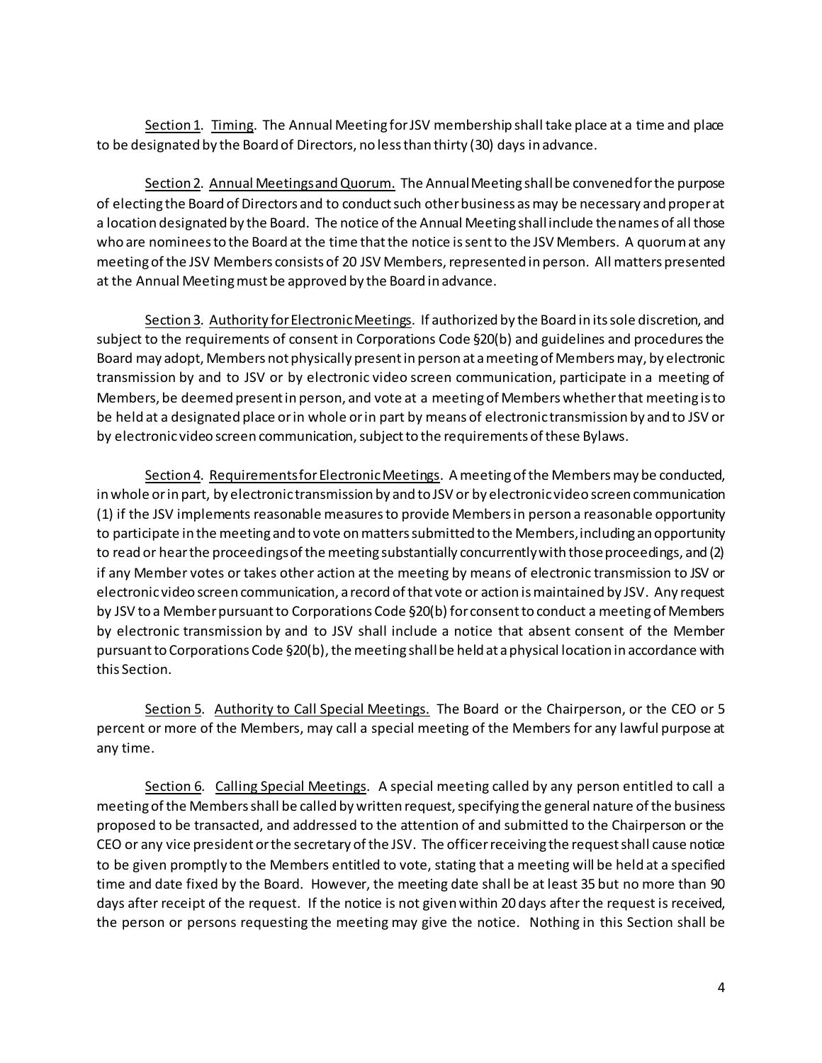Section 1. Timing. The Annual Meeting for JSV membership shall take place at a time and place to be designated by the Board of Directors, no less than thirty (30) days in advance.

Section 2. Annual Meetings and Quorum. The Annual Meeting shall be convened for the purpose of electing the Board of Directors and to conduct such other business as may be necessary and proper at a location designated by the Board. The notice of the Annual Meeting shall include the names of all those who are nominees to the Board at the time that the notice is sent to the JSV Members. A quorum at any meeting of the JSV Members consists of 20 JSV Members, represented in person. All matters presented at the Annual Meeting must be approved by the Board in advance.

Section 3. Authority for Electronic Meetings. If authorized by the Board in its sole discretion, and subject to the requirements of consent in Corporations Code §20(b) and guidelines and procedures the Board may adopt, Members not physically present in person at a meeting of Members may, by electronic transmission by and to JSV or by electronic video screen communication, participate in a meeting of Members, be deemed present in person, and vote at a meeting of Members whether that meeting is to be held at a designated place or in whole or in part by means of electronic transmission by and to JSV or by electronic video screen communication, subject to the requirements of these Bylaws.

Section 4. Requirements for Electronic Meetings. A meeting of the Members may be conducted, in whole or in part, by electronic transmission by and to JSV or by electronic video screen communication (1) if the JSV implements reasonable measures to provide Members in person a reasonable opportunity to participate in the meeting and to vote on matters submitted to the Members, including an opportunity to read or hear the proceedings of the meeting substantially concurrently with those proceedings, and (2) if any Member votes or takes other action at the meeting by means of electronic transmission to JSV or electronic video screen communication, a record of that vote or action is maintained by JSV. Any request by JSV to a Member pursuant to Corporations Code §20(b) for consent to conduct a meeting of Members by electronic transmission by and to JSV shall include a notice that absent consent of the Member pursuant to Corporations Code §20(b), the meeting shall be held at a physical location in accordance with this Section.

Section 5. Authority to Call Special Meetings. The Board or the Chairperson, or the CEO or 5 percent or more of the Members, may call a special meeting of the Members for any lawful purpose at any time.

Section 6. Calling Special Meetings. A special meeting called by any person entitled to call a meeting of the Members shall be called by written request, specifying the general nature of the business proposed to be transacted, and addressed to the attention of and submitted to the Chairperson or the CEO or any vice president or the secretary of the JSV. The officer receiving the request shall cause notice to be given promptly to the Members entitled to vote, stating that a meeting will be held at a specified time and date fixed by the Board. However, the meeting date shall be at least 35 but no more than 90 days after receipt of the request. If the notice is not given within 20 days after the request is received, the person or persons requesting the meeting may give the notice. Nothing in this Section shall be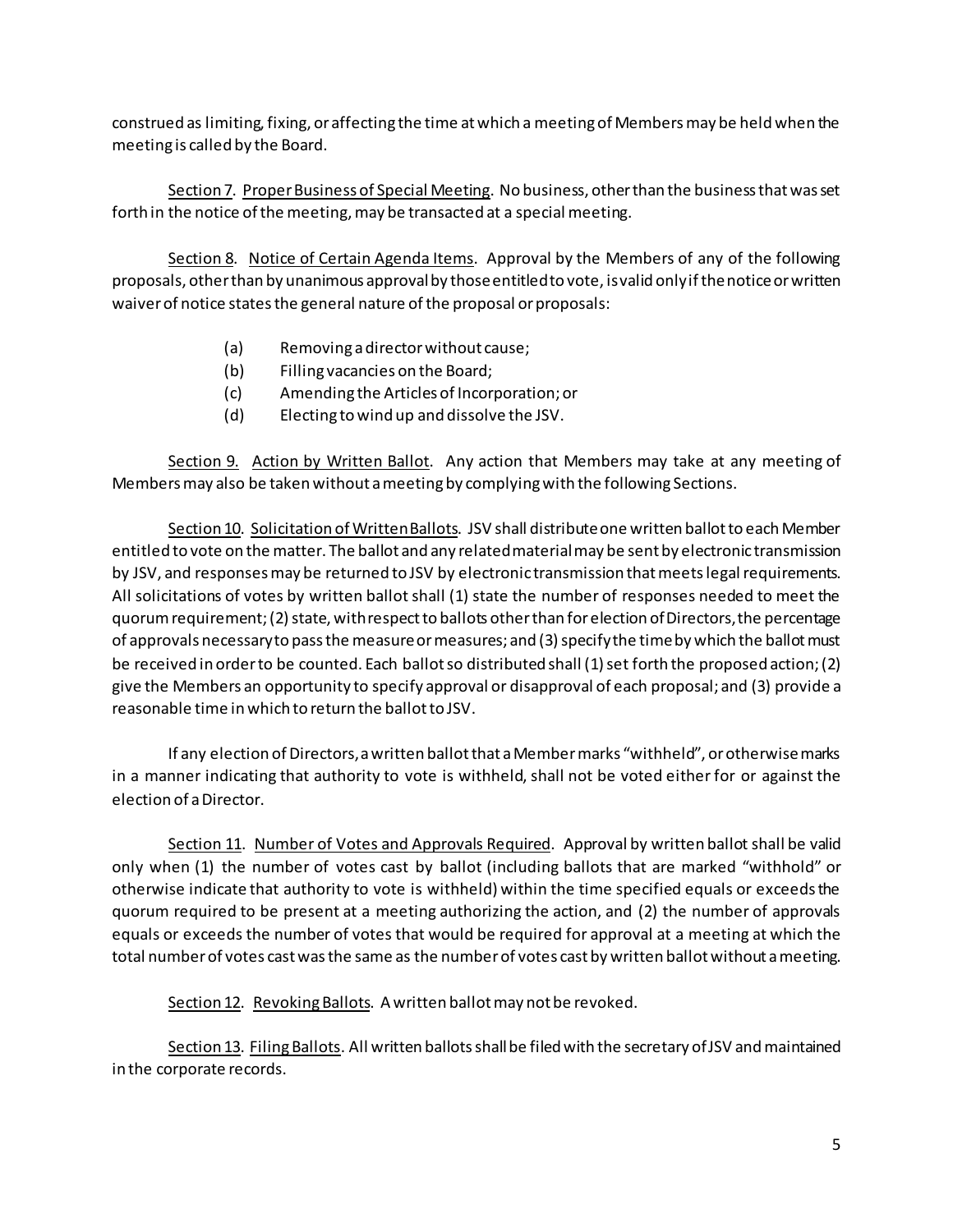construed as limiting, fixing, or affecting the time at which a meeting of Members may be held when the meeting is called by the Board.

Section 7. Proper Business of Special Meeting. No business, other than the business that was set forth in the notice of the meeting, may be transacted at a special meeting.

Section 8. Notice of Certain Agenda Items. Approval by the Members of any of the following proposals, other than by unanimous approval by those entitled to vote, is valid only if the notice or written waiver of notice states the general nature of the proposal or proposals:

(a) Removing a director without cause;
(b) Filling vacancies on the Board;
(c) Amending the Articles of Incorporation; or
(d) Electing to wind up and dissolve the JSV.

Section 9. Action by Written Ballot. Any action that Members may take at any meeting of Members may also be taken without a meeting by complying with the following Sections.

Section 10. Solicitation of Written Ballots. JSV shall distribute one written ballot to each Member entitled to vote on the matter. The ballot and any related material may be sent by electronic transmission by JSV, and responses may be returned to JSV by electronic transmission that meets legal requirements. All solicitations of votes by written ballot shall (1) state the number of responses needed to meet the quorum requirement; (2) state, with respect to ballots other than for election of Directors, the percentage of approvals necessary to pass the measure or measures; and (3) specify the time by which the ballot must be received in order to be counted. Each ballot so distributed shall (1) set forth the proposed action; (2) give the Members an opportunity to specify approval or disapproval of each proposal; and (3) provide a reasonable time in which to return the ballot to JSV.

If any election of Directors, a written ballot that a Member marks "withheld", or otherwise marks in a manner indicating that authority to vote is withheld, shall not be voted either for or against the election of a Director.

Section 11. Number of Votes and Approvals Required. Approval by written ballot shall be valid only when (1) the number of votes cast by ballot (including ballots that are marked "withhold" or otherwise indicate that authority to vote is withheld) within the time specified equals or exceeds the quorum required to be present at a meeting authorizing the action, and (2) the number of approvals equals or exceeds the number of votes that would be required for approval at a meeting at which the total number of votes cast was the same as the number of votes cast by written ballot without a meeting.

Section 12. Revoking Ballots. A written ballot may not be revoked.

Section 13. Filing Ballots. All written ballots shall be filed with the secretary of JSV and maintained in the corporate records.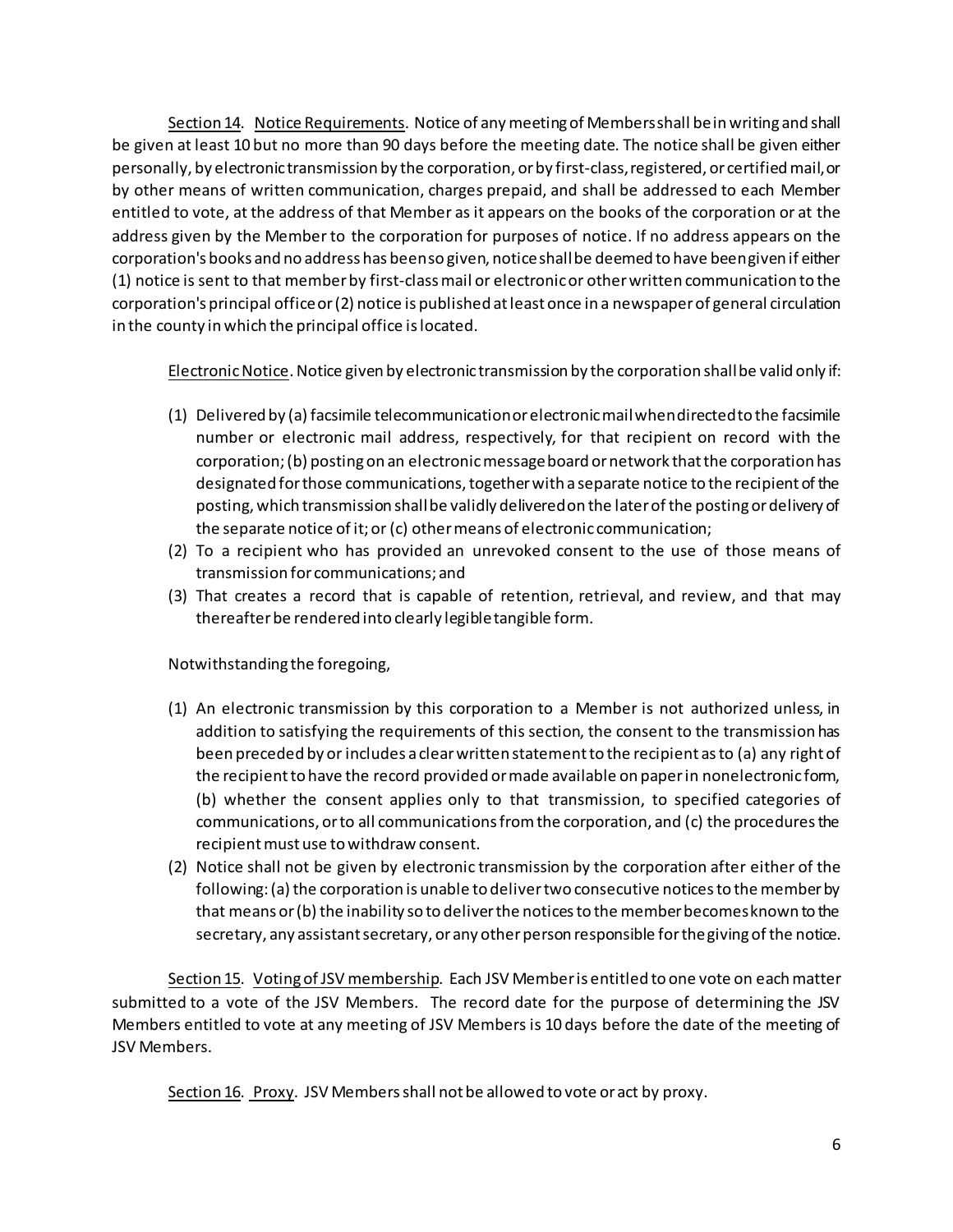Section 14. Notice Requirements. Notice of any meeting of Members shall be in writing and shall be given at least 10 but no more than 90 days before the meeting date. The notice shall be given either personally, by electronic transmission by the corporation, or by first-class, registered, or certified mail, or by other means of written communication, charges prepaid, and shall be addressed to each Member entitled to vote, at the address of that Member as it appears on the books of the corporation or at the address given by the Member to the corporation for purposes of notice. If no address appears on the corporation's books and no address has been so given, notice shall be deemed to have been given if either (1) notice is sent to that member by first-class mail or electronic or other written communication to the corporation's principal office or (2) notice is published at least once in a newspaper of general circulation in the county in which the principal office is located.

Electronic Notice. Notice given by electronic transmission by the corporation shall be valid only if:

(1) Delivered by (a) facsimile telecommunication or electronic mail when directed to the facsimile number or electronic mail address, respectively, for that recipient on record with the corporation; (b) posting on an electronic message board or network that the corporation has designated for those communications, together with a separate notice to the recipient of the posting, which transmission shall be validly delivered on the later of the posting or delivery of the separate notice of it; or (c) other means of electronic communication;
(2) To a recipient who has provided an unrevoked consent to the use of those means of transmission for communications; and
(3) That creates a record that is capable of retention, retrieval, and review, and that may thereafter be rendered into clearly legible tangible form.

Notwithstanding the foregoing,

(1) An electronic transmission by this corporation to a Member is not authorized unless, in addition to satisfying the requirements of this section, the consent to the transmission has been preceded by or includes a clear written statement to the recipient as to (a) any right of the recipient to have the record provided or made available on paper in nonelectronic form, (b) whether the consent applies only to that transmission, to specified categories of communications, or to all communications from the corporation, and (c) the procedures the recipient must use to withdraw consent.
(2) Notice shall not be given by electronic transmission by the corporation after either of the following: (a) the corporation is unable to deliver two consecutive notices to the member by that means or (b) the inability so to deliver the notices to the member becomes known to the secretary, any assistant secretary, or any other person responsible for the giving of the notice.

Section 15. Voting of JSV membership. Each JSV Member is entitled to one vote on each matter submitted to a vote of the JSV Members. The record date for the purpose of determining the JSV Members entitled to vote at any meeting of JSV Members is 10 days before the date of the meeting of JSV Members.

Section 16. Proxy. JSV Members shall not be allowed to vote or act by proxy.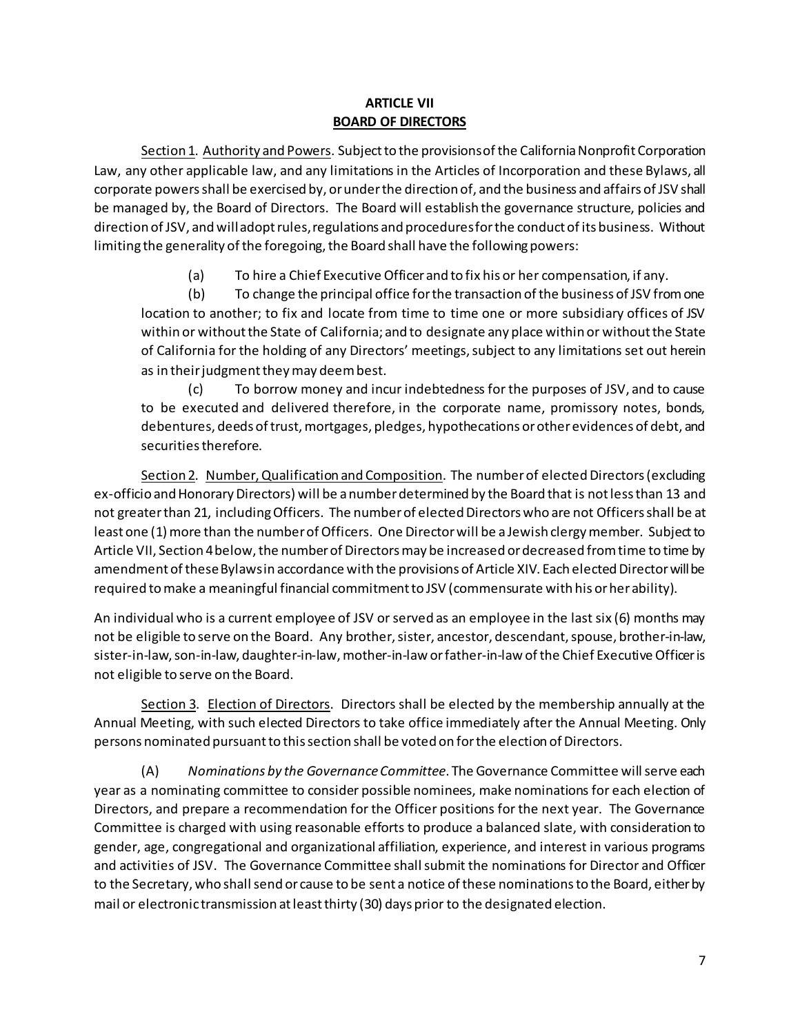## ARTICLE VII
## BOARD OF DIRECTORS

Section 1. Authority and Powers. Subject to the provisions of the California Nonprofit Corporation Law, any other applicable law, and any limitations in the Articles of Incorporation and these Bylaws, all corporate powers shall be exercised by, or under the direction of, and the business and affairs of JSV shall be managed by, the Board of Directors. The Board will establish the governance structure, policies and direction of JSV, and will adopt rules, regulations and procedures for the conduct of its business. Without limiting the generality of the foregoing, the Board shall have the following powers:

(a) To hire a Chief Executive Officer and to fix his or her compensation, if any.

(b) To change the principal office for the transaction of the business of JSV from one location to another; to fix and locate from time to time one or more subsidiary offices of JSV within or without the State of California; and to designate any place within or without the State of California for the holding of any Directors' meetings, subject to any limitations set out herein as in their judgment they may deem best.

(c) To borrow money and incur indebtedness for the purposes of JSV, and to cause to be executed and delivered therefore, in the corporate name, promissory notes, bonds, debentures, deeds of trust, mortgages, pledges, hypothecations or other evidences of debt, and securities therefore.

Section 2. Number, Qualification and Composition. The number of elected Directors (excluding ex-officio and Honorary Directors) will be a number determined by the Board that is not less than 13 and not greater than 21, including Officers. The number of elected Directors who are not Officers shall be at least one (1) more than the number of Officers. One Director will be a Jewish clergy member. Subject to Article VII, Section 4 below, the number of Directors may be increased or decreased from time to time by amendment of these Bylaws in accordance with the provisions of Article XIV. Each elected Director will be required to make a meaningful financial commitment to JSV (commensurate with his or her ability).

An individual who is a current employee of JSV or served as an employee in the last six (6) months may not be eligible to serve on the Board. Any brother, sister, ancestor, descendant, spouse, brother-in-law, sister-in-law, son-in-law, daughter-in-law, mother-in-law or father-in-law of the Chief Executive Officer is not eligible to serve on the Board.

Section 3. Election of Directors. Directors shall be elected by the membership annually at the Annual Meeting, with such elected Directors to take office immediately after the Annual Meeting. Only persons nominated pursuant to this section shall be voted on for the election of Directors.

(A) *Nominations by the Governance Committee*. The Governance Committee will serve each year as a nominating committee to consider possible nominees, make nominations for each election of Directors, and prepare a recommendation for the Officer positions for the next year. The Governance Committee is charged with using reasonable efforts to produce a balanced slate, with consideration to gender, age, congregational and organizational affiliation, experience, and interest in various programs and activities of JSV. The Governance Committee shall submit the nominations for Director and Officer to the Secretary, who shall send or cause to be sent a notice of these nominations to the Board, either by mail or electronic transmission at least thirty (30) days prior to the designated election.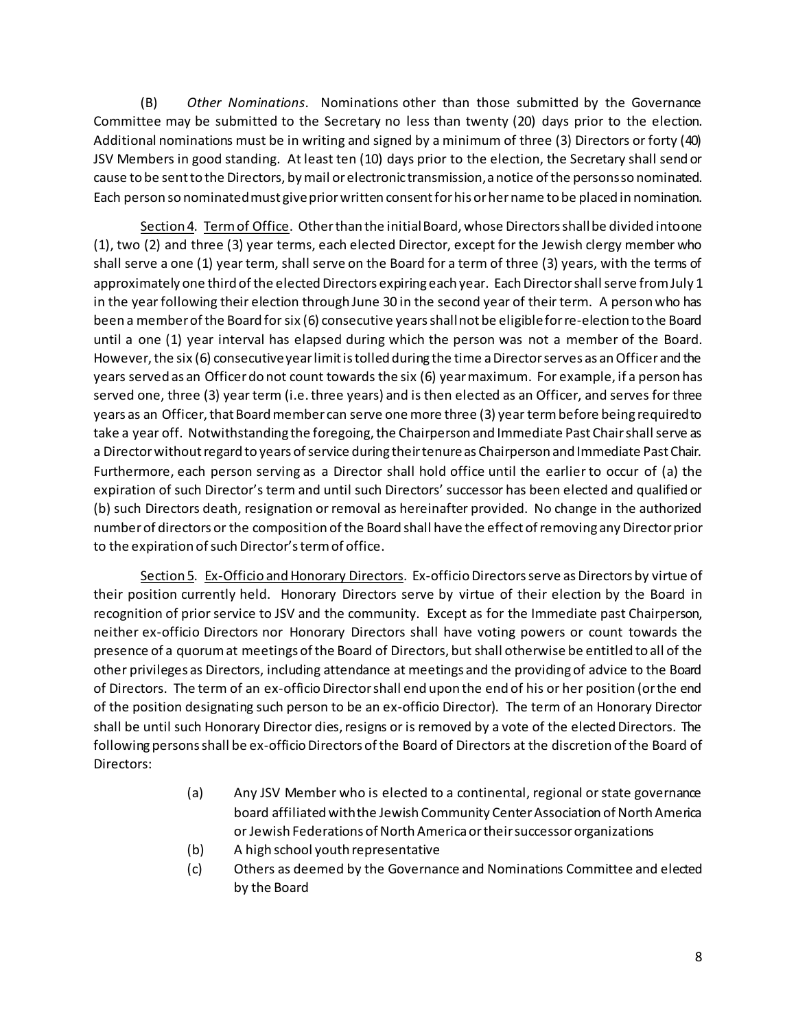(B) *Other Nominations*. Nominations other than those submitted by the Governance Committee may be submitted to the Secretary no less than twenty (20) days prior to the election. Additional nominations must be in writing and signed by a minimum of three (3) Directors or forty (40) JSV Members in good standing. At least ten (10) days prior to the election, the Secretary shall send or cause to be sent to the Directors, by mail or electronic transmission, a notice of the persons so nominated. Each person so nominated must give prior written consent for his or her name to be placed in nomination.

<u>Section 4</u>. <u>Term of Office</u>. Other than the initial Board, whose Directors shall be divided into one (1), two (2) and three (3) year terms, each elected Director, except for the Jewish clergy member who shall serve a one (1) year term, shall serve on the Board for a term of three (3) years, with the terms of approximately one third of the elected Directors expiring each year. Each Director shall serve from July 1 in the year following their election through June 30 in the second year of their term. A person who has been a member of the Board for six (6) consecutive years shall not be eligible for re-election to the Board until a one (1) year interval has elapsed during which the person was not a member of the Board. However, the six (6) consecutive year limit is tolled during the time a Director serves as an Officer and the years served as an Officer do not count towards the six (6) year maximum. For example, if a person has served one, three (3) year term (i.e. three years) and is then elected as an Officer, and serves for three years as an Officer, that Board member can serve one more three (3) year term before being required to take a year off. Notwithstanding the foregoing, the Chairperson and Immediate Past Chair shall serve as a Director without regard to years of service during their tenure as Chairperson and Immediate Past Chair. Furthermore, each person serving as a Director shall hold office until the earlier to occur of (a) the expiration of such Director's term and until such Directors' successor has been elected and qualified or (b) such Directors death, resignation or removal as hereinafter provided. No change in the authorized number of directors or the composition of the Board shall have the effect of removing any Director prior to the expiration of such Director's term of office.

<u>Section 5</u>. <u>Ex-Officio and Honorary Directors</u>. Ex-officio Directors serve as Directors by virtue of their position currently held. Honorary Directors serve by virtue of their election by the Board in recognition of prior service to JSV and the community. Except as for the Immediate past Chairperson, neither ex-officio Directors nor Honorary Directors shall have voting powers or count towards the presence of a quorum at meetings of the Board of Directors, but shall otherwise be entitled to all of the other privileges as Directors, including attendance at meetings and the providing of advice to the Board of Directors. The term of an ex-officio Director shall end upon the end of his or her position (or the end of the position designating such person to be an ex-officio Director). The term of an Honorary Director shall be until such Honorary Director dies, resigns or is removed by a vote of the elected Directors. The following persons shall be ex-officio Directors of the Board of Directors at the discretion of the Board of Directors:

(a) Any JSV Member who is elected to a continental, regional or state governance board affiliated with the Jewish Community Center Association of North America or Jewish Federations of North America or their successor organizations

(b) A high school youth representative

(c) Others as deemed by the Governance and Nominations Committee and elected by the Board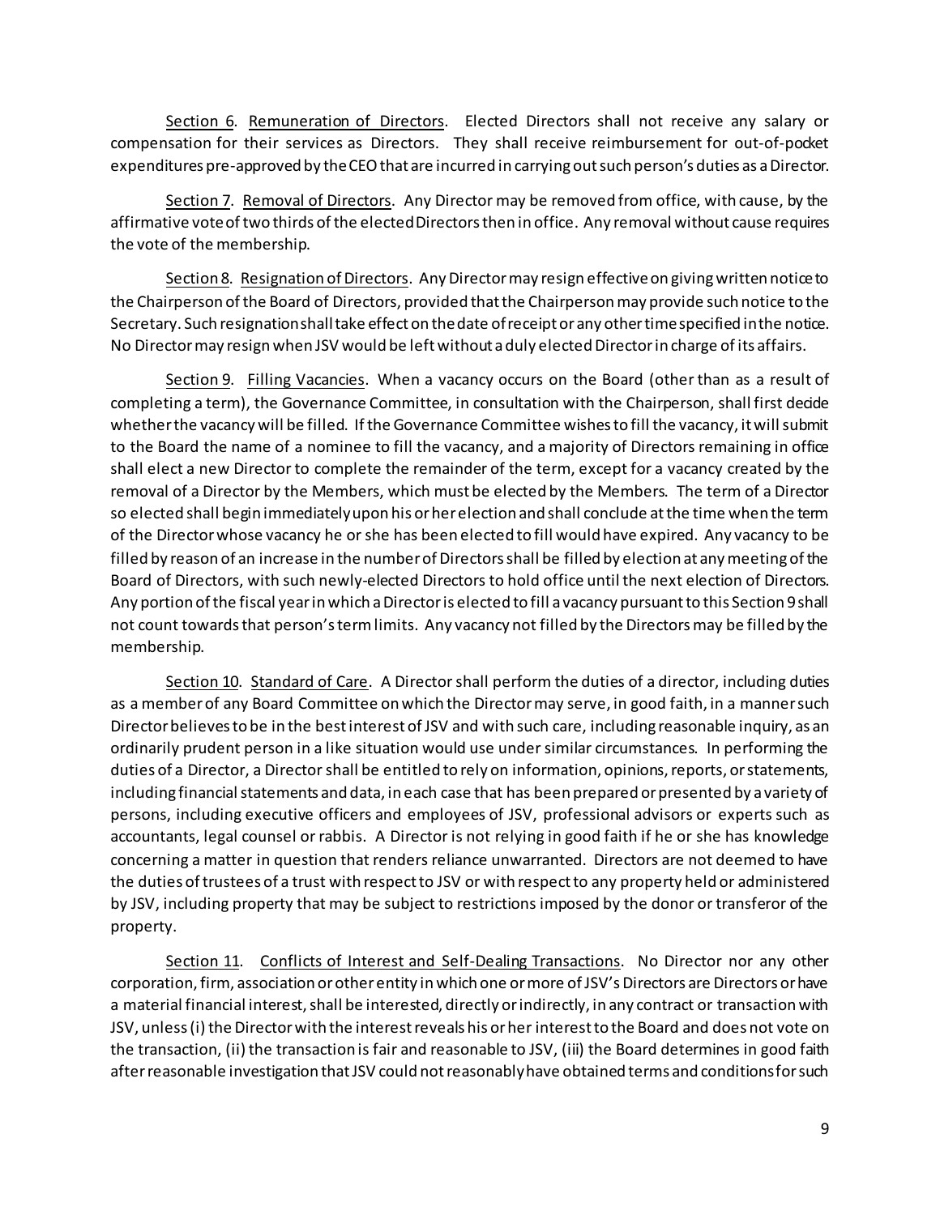Section 6. Remuneration of Directors. Elected Directors shall not receive any salary or compensation for their services as Directors. They shall receive reimbursement for out-of-pocket expenditures pre-approved by the CEO that are incurred in carrying out such person's duties as a Director.

Section 7. Removal of Directors. Any Director may be removed from office, with cause, by the affirmative vote of two thirds of the elected Directors then in office. Any removal without cause requires the vote of the membership.

Section 8. Resignation of Directors. Any Director may resign effective on giving written notice to the Chairperson of the Board of Directors, provided that the Chairperson may provide such notice to the Secretary. Such resignation shall take effect on the date of receipt or any other time specified in the notice. No Director may resign when JSV would be left without a duly elected Director in charge of its affairs.

Section 9. Filling Vacancies. When a vacancy occurs on the Board (other than as a result of completing a term), the Governance Committee, in consultation with the Chairperson, shall first decide whether the vacancy will be filled. If the Governance Committee wishes to fill the vacancy, it will submit to the Board the name of a nominee to fill the vacancy, and a majority of Directors remaining in office shall elect a new Director to complete the remainder of the term, except for a vacancy created by the removal of a Director by the Members, which must be elected by the Members. The term of a Director so elected shall begin immediately upon his or her election and shall conclude at the time when the term of the Director whose vacancy he or she has been elected to fill would have expired. Any vacancy to be filled by reason of an increase in the number of Directors shall be filled by election at any meeting of the Board of Directors, with such newly-elected Directors to hold office until the next election of Directors. Any portion of the fiscal year in which a Director is elected to fill a vacancy pursuant to this Section 9 shall not count towards that person's term limits. Any vacancy not filled by the Directors may be filled by the membership.

Section 10. Standard of Care. A Director shall perform the duties of a director, including duties as a member of any Board Committee on which the Director may serve, in good faith, in a manner such Director believes to be in the best interest of JSV and with such care, including reasonable inquiry, as an ordinarily prudent person in a like situation would use under similar circumstances. In performing the duties of a Director, a Director shall be entitled to rely on information, opinions, reports, or statements, including financial statements and data, in each case that has been prepared or presented by a variety of persons, including executive officers and employees of JSV, professional advisors or experts such as accountants, legal counsel or rabbis. A Director is not relying in good faith if he or she has knowledge concerning a matter in question that renders reliance unwarranted. Directors are not deemed to have the duties of trustees of a trust with respect to JSV or with respect to any property held or administered by JSV, including property that may be subject to restrictions imposed by the donor or transferor of the property.

Section 11. Conflicts of Interest and Self-Dealing Transactions. No Director nor any other corporation, firm, association or other entity in which one or more of JSV's Directors are Directors or have a material financial interest, shall be interested, directly or indirectly, in any contract or transaction with JSV, unless (i) the Director with the interest reveals his or her interest to the Board and does not vote on the transaction, (ii) the transaction is fair and reasonable to JSV, (iii) the Board determines in good faith after reasonable investigation that JSV could not reasonably have obtained terms and conditions for such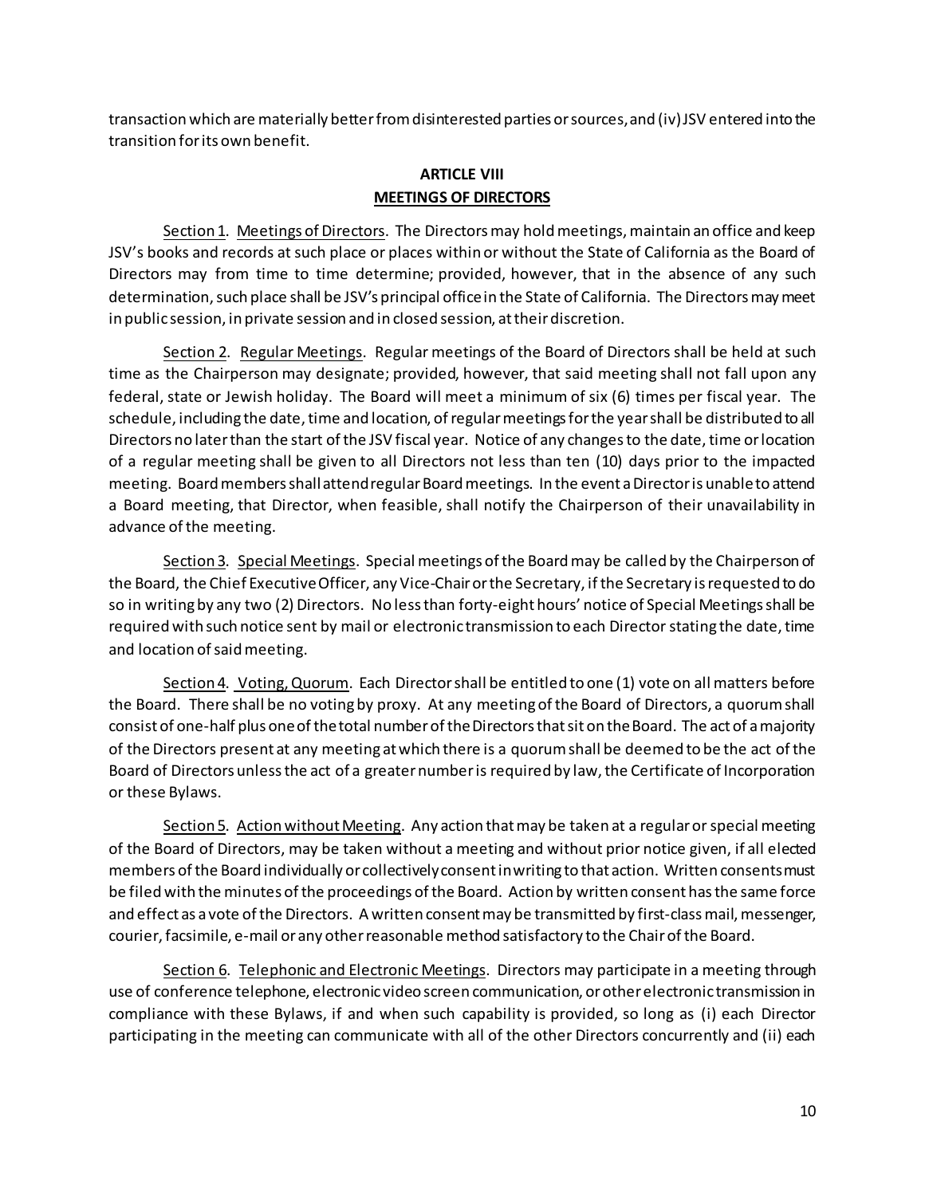transaction which are materially better from disinterested parties or sources, and (iv) JSV entered into the transition for its own benefit.

## ARTICLE VIII
## MEETINGS OF DIRECTORS

Section 1. Meetings of Directors. The Directors may hold meetings, maintain an office and keep JSV's books and records at such place or places within or without the State of California as the Board of Directors may from time to time determine; provided, however, that in the absence of any such determination, such place shall be JSV's principal office in the State of California. The Directors may meet in public session, in private session and in closed session, at their discretion.

Section 2. Regular Meetings. Regular meetings of the Board of Directors shall be held at such time as the Chairperson may designate; provided, however, that said meeting shall not fall upon any federal, state or Jewish holiday. The Board will meet a minimum of six (6) times per fiscal year. The schedule, including the date, time and location, of regular meetings for the year shall be distributed to all Directors no later than the start of the JSV fiscal year. Notice of any changes to the date, time or location of a regular meeting shall be given to all Directors not less than ten (10) days prior to the impacted meeting. Board members shall attend regular Board meetings. In the event a Director is unable to attend a Board meeting, that Director, when feasible, shall notify the Chairperson of their unavailability in advance of the meeting.

Section 3. Special Meetings. Special meetings of the Board may be called by the Chairperson of the Board, the Chief Executive Officer, any Vice-Chair or the Secretary, if the Secretary is requested to do so in writing by any two (2) Directors. No less than forty-eight hours' notice of Special Meetings shall be required with such notice sent by mail or electronic transmission to each Director stating the date, time and location of said meeting.

Section 4. Voting, Quorum. Each Director shall be entitled to one (1) vote on all matters before the Board. There shall be no voting by proxy. At any meeting of the Board of Directors, a quorum shall consist of one-half plus one of the total number of the Directors that sit on the Board. The act of a majority of the Directors present at any meeting at which there is a quorum shall be deemed to be the act of the Board of Directors unless the act of a greater number is required by law, the Certificate of Incorporation or these Bylaws.

Section 5. Action without Meeting. Any action that may be taken at a regular or special meeting of the Board of Directors, may be taken without a meeting and without prior notice given, if all elected members of the Board individually or collectively consent in writing to that action. Written consents must be filed with the minutes of the proceedings of the Board. Action by written consent has the same force and effect as a vote of the Directors. A written consent may be transmitted by first-class mail, messenger, courier, facsimile, e-mail or any other reasonable method satisfactory to the Chair of the Board.

Section 6. Telephonic and Electronic Meetings. Directors may participate in a meeting through use of conference telephone, electronic video screen communication, or other electronic transmission in compliance with these Bylaws, if and when such capability is provided, so long as (i) each Director participating in the meeting can communicate with all of the other Directors concurrently and (ii) each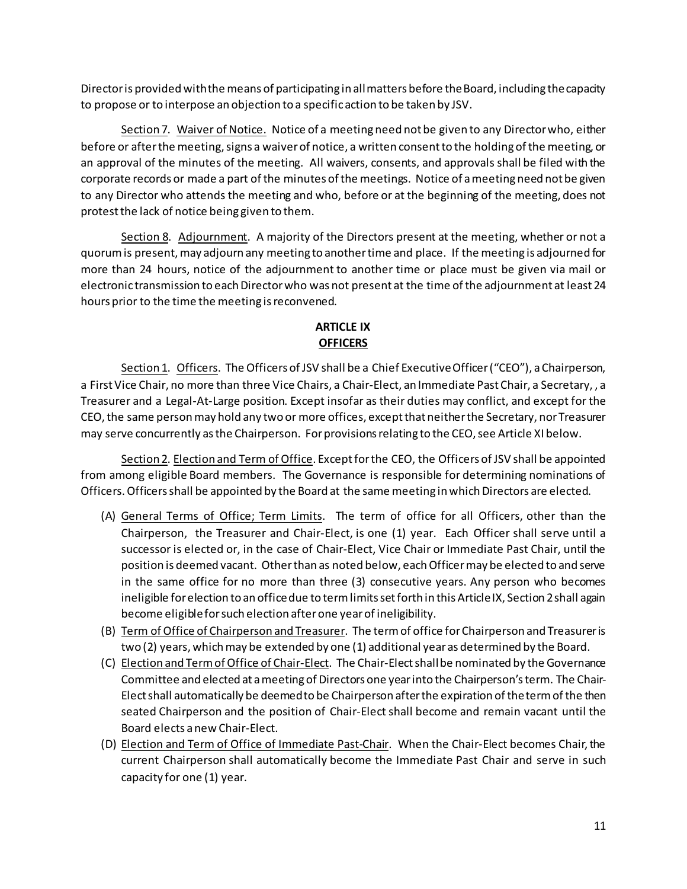Director is provided with the means of participating in all matters before the Board, including the capacity to propose or to interpose an objection to a specific action to be taken by JSV.

Section 7. Waiver of Notice. Notice of a meeting need not be given to any Director who, either before or after the meeting, signs a waiver of notice, a written consent to the holding of the meeting, or an approval of the minutes of the meeting. All waivers, consents, and approvals shall be filed with the corporate records or made a part of the minutes of the meetings. Notice of a meeting need not be given to any Director who attends the meeting and who, before or at the beginning of the meeting, does not protest the lack of notice being given to them.

Section 8. Adjournment. A majority of the Directors present at the meeting, whether or not a quorum is present, may adjourn any meeting to another time and place. If the meeting is adjourned for more than 24 hours, notice of the adjournment to another time or place must be given via mail or electronic transmission to each Director who was not present at the time of the adjournment at least 24 hours prior to the time the meeting is reconvened.

## ARTICLE IX
## OFFICERS

Section 1. Officers. The Officers of JSV shall be a Chief Executive Officer ("CEO"), a Chairperson, a First Vice Chair, no more than three Vice Chairs, a Chair-Elect, an Immediate Past Chair, a Secretary, , a Treasurer and a Legal-At-Large position. Except insofar as their duties may conflict, and except for the CEO, the same person may hold any two or more offices, except that neither the Secretary, nor Treasurer may serve concurrently as the Chairperson. For provisions relating to the CEO, see Article XI below.

Section 2. Election and Term of Office. Except for the CEO, the Officers of JSV shall be appointed from among eligible Board members. The Governance is responsible for determining nominations of Officers. Officers shall be appointed by the Board at the same meeting in which Directors are elected.

(A) General Terms of Office; Term Limits. The term of office for all Officers, other than the Chairperson, the Treasurer and Chair-Elect, is one (1) year. Each Officer shall serve until a successor is elected or, in the case of Chair-Elect, Vice Chair or Immediate Past Chair, until the position is deemed vacant. Other than as noted below, each Officer may be elected to and serve in the same office for no more than three (3) consecutive years. Any person who becomes ineligible for election to an office due to term limits set forth in this Article IX, Section 2 shall again become eligible for such election after one year of ineligibility.

(B) Term of Office of Chairperson and Treasurer. The term of office for Chairperson and Treasurer is two (2) years, which may be extended by one (1) additional year as determined by the Board.

(C) Election and Term of Office of Chair-Elect. The Chair-Elect shall be nominated by the Governance Committee and elected at a meeting of Directors one year into the Chairperson's term. The Chair-Elect shall automatically be deemed to be Chairperson after the expiration of the term of the then seated Chairperson and the position of Chair-Elect shall become and remain vacant until the Board elects a new Chair-Elect.

(D) Election and Term of Office of Immediate Past-Chair. When the Chair-Elect becomes Chair, the current Chairperson shall automatically become the Immediate Past Chair and serve in such capacity for one (1) year.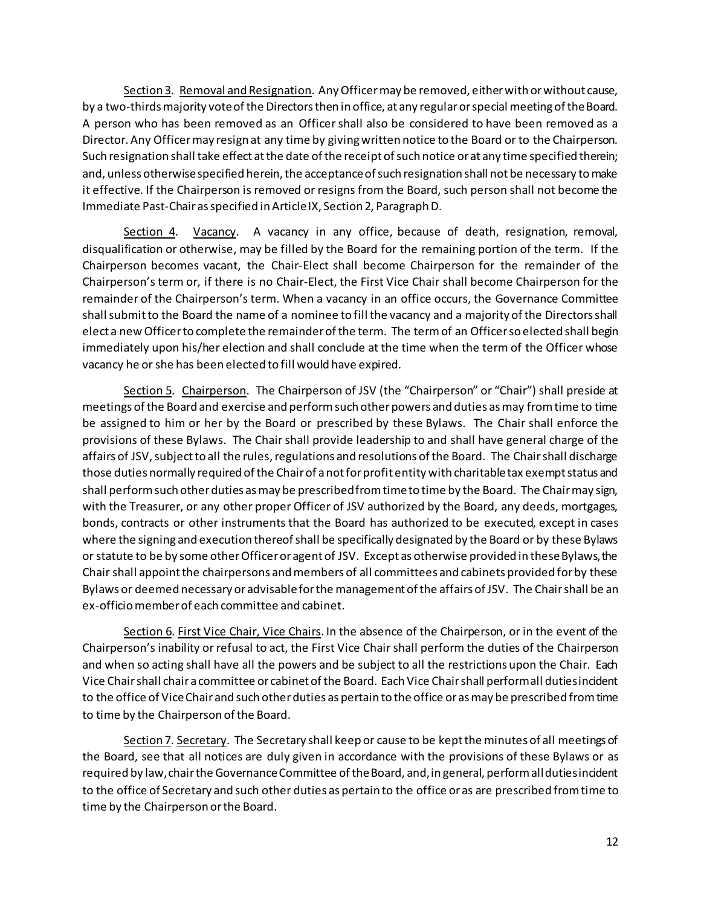Section 3. Removal and Resignation. Any Officer may be removed, either with or without cause, by a two-thirds majority vote of the Directors then in office, at any regular or special meeting of the Board. A person who has been removed as an Officer shall also be considered to have been removed as a Director. Any Officer may resign at any time by giving written notice to the Board or to the Chairperson. Such resignation shall take effect at the date of the receipt of such notice or at any time specified therein; and, unless otherwise specified herein, the acceptance of such resignation shall not be necessary to make it effective. If the Chairperson is removed or resigns from the Board, such person shall not become the Immediate Past-Chair as specified in Article IX, Section 2, Paragraph D.

Section 4. Vacancy. A vacancy in any office, because of death, resignation, removal, disqualification or otherwise, may be filled by the Board for the remaining portion of the term. If the Chairperson becomes vacant, the Chair-Elect shall become Chairperson for the remainder of the Chairperson's term or, if there is no Chair-Elect, the First Vice Chair shall become Chairperson for the remainder of the Chairperson's term. When a vacancy in an office occurs, the Governance Committee shall submit to the Board the name of a nominee to fill the vacancy and a majority of the Directors shall elect a new Officer to complete the remainder of the term. The term of an Officer so elected shall begin immediately upon his/her election and shall conclude at the time when the term of the Officer whose vacancy he or she has been elected to fill would have expired.

Section 5. Chairperson. The Chairperson of JSV (the "Chairperson" or "Chair") shall preside at meetings of the Board and exercise and perform such other powers and duties as may from time to time be assigned to him or her by the Board or prescribed by these Bylaws. The Chair shall enforce the provisions of these Bylaws. The Chair shall provide leadership to and shall have general charge of the affairs of JSV, subject to all the rules, regulations and resolutions of the Board. The Chair shall discharge those duties normally required of the Chair of a not for profit entity with charitable tax exempt status and shall perform such other duties as may be prescribed from time to time by the Board. The Chair may sign, with the Treasurer, or any other proper Officer of JSV authorized by the Board, any deeds, mortgages, bonds, contracts or other instruments that the Board has authorized to be executed, except in cases where the signing and execution thereof shall be specifically designated by the Board or by these Bylaws or statute to be by some other Officer or agent of JSV. Except as otherwise provided in these Bylaws, the Chair shall appoint the chairpersons and members of all committees and cabinets provided for by these Bylaws or deemed necessary or advisable for the management of the affairs of JSV. The Chair shall be an ex-officio member of each committee and cabinet.

Section 6. First Vice Chair, Vice Chairs. In the absence of the Chairperson, or in the event of the Chairperson's inability or refusal to act, the First Vice Chair shall perform the duties of the Chairperson and when so acting shall have all the powers and be subject to all the restrictions upon the Chair. Each Vice Chair shall chair a committee or cabinet of the Board. Each Vice Chair shall perform all duties incident to the office of Vice Chair and such other duties as pertain to the office or as may be prescribed from time to time by the Chairperson of the Board.

Section 7. Secretary. The Secretary shall keep or cause to be kept the minutes of all meetings of the Board, see that all notices are duly given in accordance with the provisions of these Bylaws or as required by law, chair the Governance Committee of the Board, and, in general, perform all duties incident to the office of Secretary and such other duties as pertain to the office or as are prescribed from time to time by the Chairperson or the Board.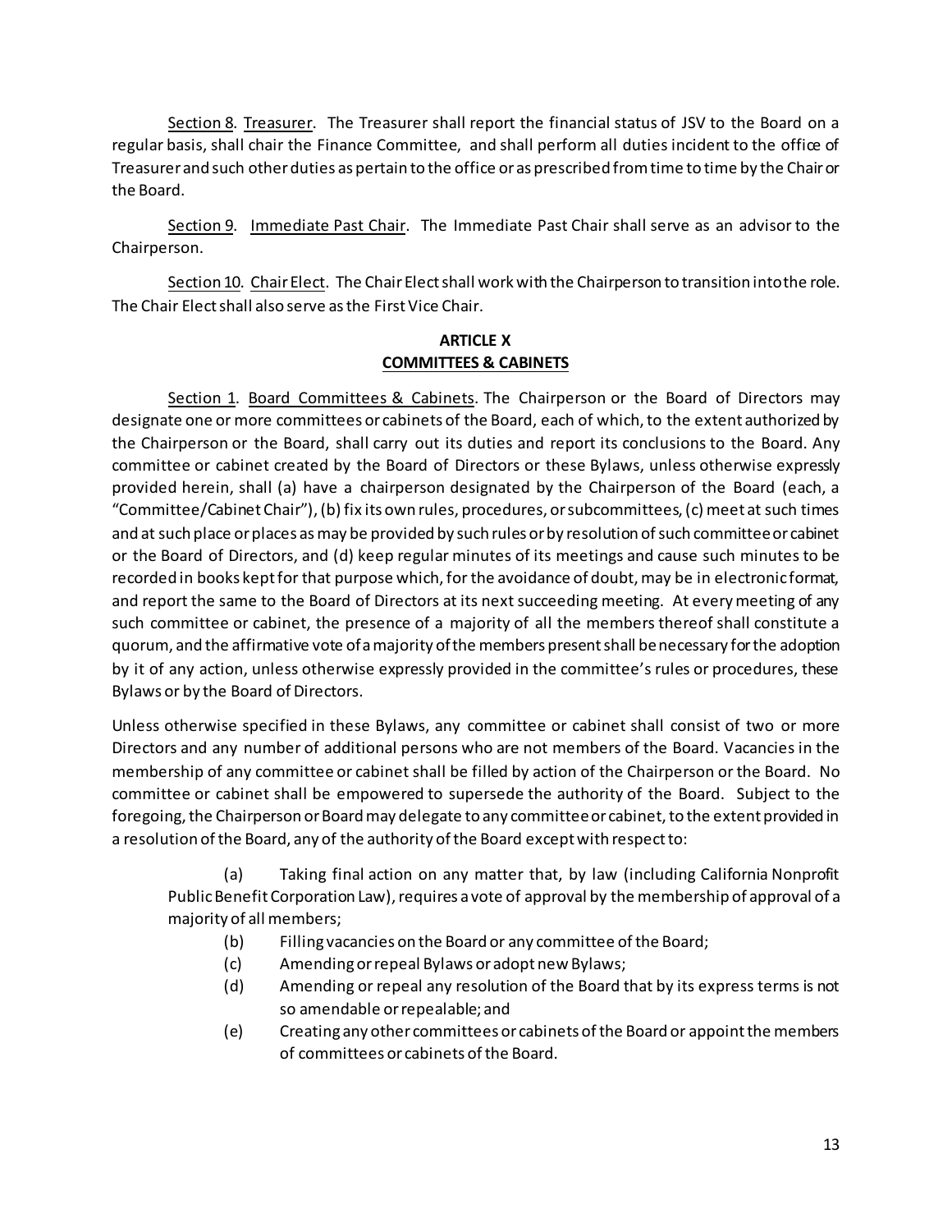Section 8. Treasurer. The Treasurer shall report the financial status of JSV to the Board on a regular basis, shall chair the Finance Committee, and shall perform all duties incident to the office of Treasurer and such other duties as pertain to the office or as prescribed from time to time by the Chair or the Board.

Section 9. Immediate Past Chair. The Immediate Past Chair shall serve as an advisor to the Chairperson.

Section 10. Chair Elect. The Chair Elect shall work with the Chairperson to transition into the role. The Chair Elect shall also serve as the First Vice Chair.

## ARTICLE X
## COMMITTEES & CABINETS

Section 1. Board Committees & Cabinets. The Chairperson or the Board of Directors may designate one or more committees or cabinets of the Board, each of which, to the extent authorized by the Chairperson or the Board, shall carry out its duties and report its conclusions to the Board. Any committee or cabinet created by the Board of Directors or these Bylaws, unless otherwise expressly provided herein, shall (a) have a chairperson designated by the Chairperson of the Board (each, a "Committee/Cabinet Chair"), (b) fix its own rules, procedures, or subcommittees, (c) meet at such times and at such place or places as may be provided by such rules or by resolution of such committee or cabinet or the Board of Directors, and (d) keep regular minutes of its meetings and cause such minutes to be recorded in books kept for that purpose which, for the avoidance of doubt, may be in electronic format, and report the same to the Board of Directors at its next succeeding meeting. At every meeting of any such committee or cabinet, the presence of a majority of all the members thereof shall constitute a quorum, and the affirmative vote of a majority of the members present shall be necessary for the adoption by it of any action, unless otherwise expressly provided in the committee's rules or procedures, these Bylaws or by the Board of Directors.

Unless otherwise specified in these Bylaws, any committee or cabinet shall consist of two or more Directors and any number of additional persons who are not members of the Board. Vacancies in the membership of any committee or cabinet shall be filled by action of the Chairperson or the Board. No committee or cabinet shall be empowered to supersede the authority of the Board. Subject to the foregoing, the Chairperson or Board may delegate to any committee or cabinet, to the extent provided in a resolution of the Board, any of the authority of the Board except with respect to:

(a) Taking final action on any matter that, by law (including California Nonprofit Public Benefit Corporation Law), requires a vote of approval by the membership of approval of a majority of all members;

(b) Filling vacancies on the Board or any committee of the Board;

(c) Amending or repeal Bylaws or adopt new Bylaws;

(d) Amending or repeal any resolution of the Board that by its express terms is not so amendable or repealable; and

(e) Creating any other committees or cabinets of the Board or appoint the members of committees or cabinets of the Board.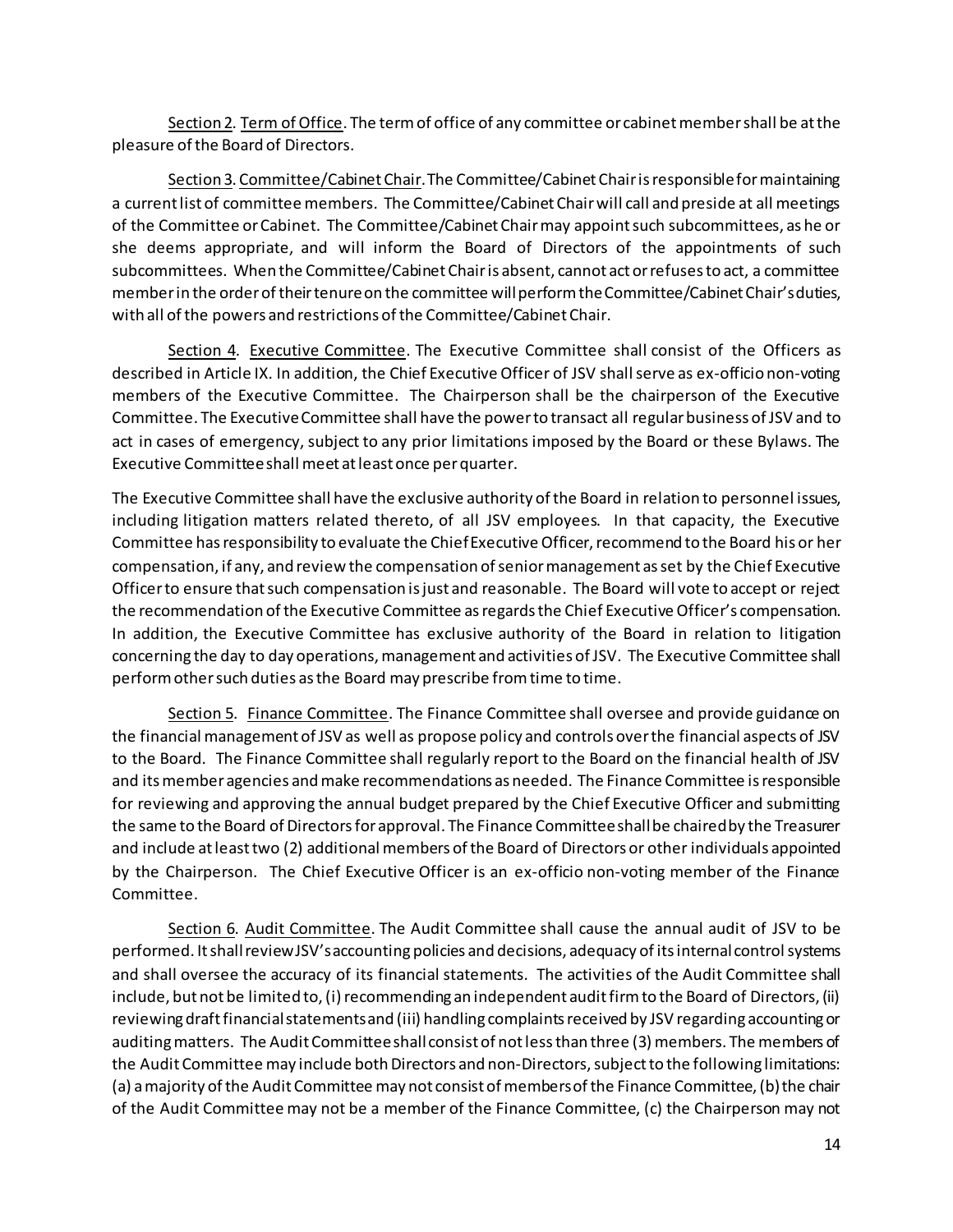<u>Section 2</u>. <u>Term of Office</u>. The term of office of any committee or cabinet member shall be at the pleasure of the Board of Directors.

<u>Section 3</u>. <u>Committee/Cabinet Chair</u>. The Committee/Cabinet Chair is responsible for maintaining a current list of committee members. The Committee/Cabinet Chair will call and preside at all meetings of the Committee or Cabinet. The Committee/Cabinet Chair may appoint such subcommittees, as he or she deems appropriate, and will inform the Board of Directors of the appointments of such subcommittees. When the Committee/Cabinet Chair is absent, cannot act or refuses to act, a committee member in the order of their tenure on the committee will perform the Committee/Cabinet Chair's duties, with all of the powers and restrictions of the Committee/Cabinet Chair.

<u>Section 4</u>. <u>Executive Committee</u>. The Executive Committee shall consist of the Officers as described in Article IX. In addition, the Chief Executive Officer of JSV shall serve as ex-officio non-voting members of the Executive Committee. The Chairperson shall be the chairperson of the Executive Committee. The Executive Committee shall have the power to transact all regular business of JSV and to act in cases of emergency, subject to any prior limitations imposed by the Board or these Bylaws. The Executive Committee shall meet at least once per quarter.

The Executive Committee shall have the exclusive authority of the Board in relation to personnel issues, including litigation matters related thereto, of all JSV employees. In that capacity, the Executive Committee has responsibility to evaluate the Chief Executive Officer, recommend to the Board his or her compensation, if any, and review the compensation of senior management as set by the Chief Executive Officer to ensure that such compensation is just and reasonable. The Board will vote to accept or reject the recommendation of the Executive Committee as regards the Chief Executive Officer's compensation. In addition, the Executive Committee has exclusive authority of the Board in relation to litigation concerning the day to day operations, management and activities of JSV. The Executive Committee shall perform other such duties as the Board may prescribe from time to time.

<u>Section 5</u>. <u>Finance Committee</u>. The Finance Committee shall oversee and provide guidance on the financial management of JSV as well as propose policy and controls over the financial aspects of JSV to the Board. The Finance Committee shall regularly report to the Board on the financial health of JSV and its member agencies and make recommendations as needed. The Finance Committee is responsible for reviewing and approving the annual budget prepared by the Chief Executive Officer and submitting the same to the Board of Directors for approval. The Finance Committee shall be chaired by the Treasurer and include at least two (2) additional members of the Board of Directors or other individuals appointed by the Chairperson. The Chief Executive Officer is an ex-officio non-voting member of the Finance Committee.

<u>Section 6</u>. <u>Audit Committee</u>. The Audit Committee shall cause the annual audit of JSV to be performed. It shall review JSV's accounting policies and decisions, adequacy of its internal control systems and shall oversee the accuracy of its financial statements. The activities of the Audit Committee shall include, but not be limited to, (i) recommending an independent audit firm to the Board of Directors, (ii) reviewing draft financial statements and (iii) handling complaints received by JSV regarding accounting or auditing matters. The Audit Committee shall consist of not less than three (3) members. The members of the Audit Committee may include both Directors and non-Directors, subject to the following limitations: (a) a majority of the Audit Committee may not consist of members of the Finance Committee, (b) the chair of the Audit Committee may not be a member of the Finance Committee, (c) the Chairperson may not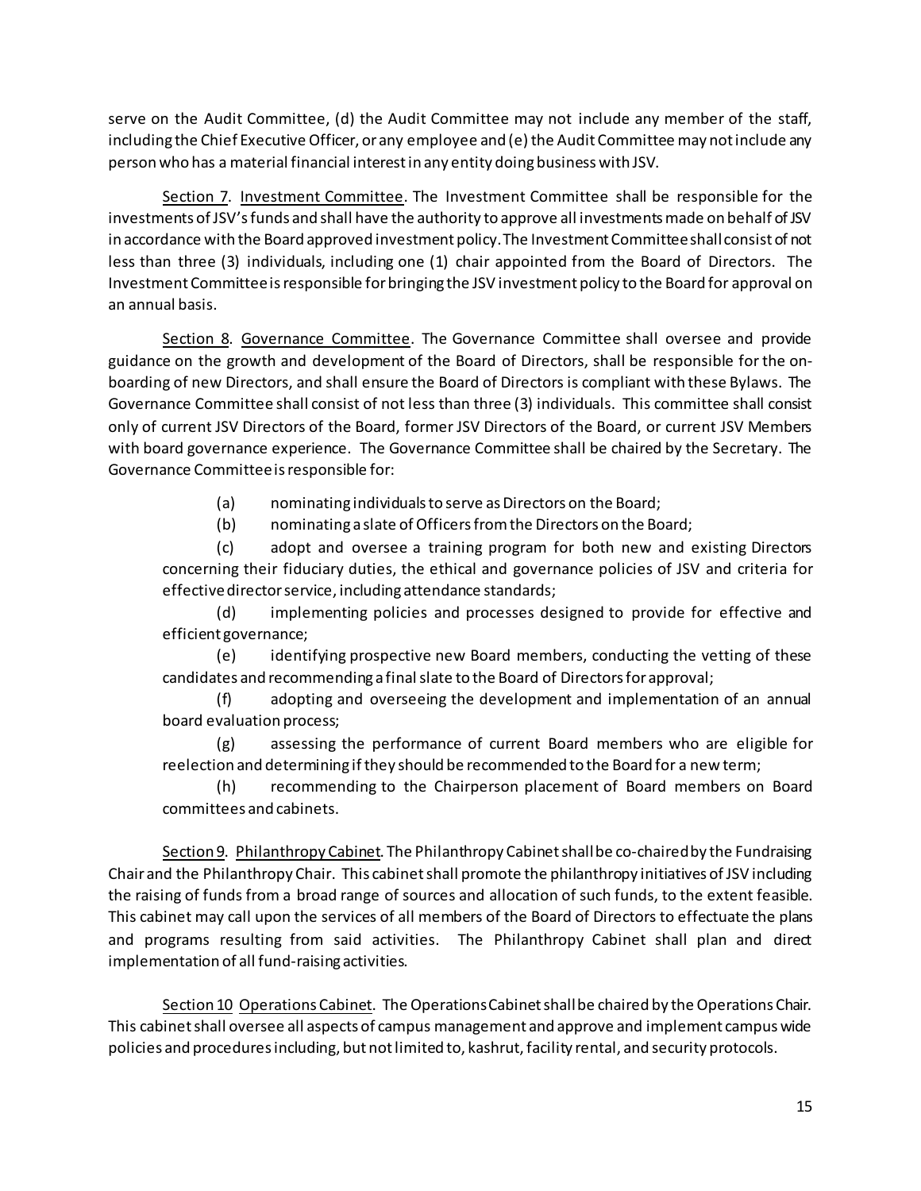serve on the Audit Committee, (d) the Audit Committee may not include any member of the staff, including the Chief Executive Officer, or any employee and (e) the Audit Committee may not include any person who has a material financial interest in any entity doing business with JSV.

Section 7. Investment Committee. The Investment Committee shall be responsible for the investments of JSV's funds and shall have the authority to approve all investments made on behalf of JSV in accordance with the Board approved investment policy. The Investment Committee shall consist of not less than three (3) individuals, including one (1) chair appointed from the Board of Directors. The Investment Committee is responsible for bringing the JSV investment policy to the Board for approval on an annual basis.

Section 8. Governance Committee. The Governance Committee shall oversee and provide guidance on the growth and development of the Board of Directors, shall be responsible for the on-boarding of new Directors, and shall ensure the Board of Directors is compliant with these Bylaws. The Governance Committee shall consist of not less than three (3) individuals. This committee shall consist only of current JSV Directors of the Board, former JSV Directors of the Board, or current JSV Members with board governance experience. The Governance Committee shall be chaired by the Secretary. The Governance Committee is responsible for:

(a) nominating individuals to serve as Directors on the Board;

(b) nominating a slate of Officers from the Directors on the Board;

(c) adopt and oversee a training program for both new and existing Directors concerning their fiduciary duties, the ethical and governance policies of JSV and criteria for effective director service, including attendance standards;

(d) implementing policies and processes designed to provide for effective and efficient governance;

(e) identifying prospective new Board members, conducting the vetting of these candidates and recommending a final slate to the Board of Directors for approval;

(f) adopting and overseeing the development and implementation of an annual board evaluation process;

(g) assessing the performance of current Board members who are eligible for reelection and determining if they should be recommended to the Board for a new term;

(h) recommending to the Chairperson placement of Board members on Board committees and cabinets.

Section 9. Philanthropy Cabinet. The Philanthropy Cabinet shall be co-chaired by the Fundraising Chair and the Philanthropy Chair. This cabinet shall promote the philanthropy initiatives of JSV including the raising of funds from a broad range of sources and allocation of such funds, to the extent feasible. This cabinet may call upon the services of all members of the Board of Directors to effectuate the plans and programs resulting from said activities. The Philanthropy Cabinet shall plan and direct implementation of all fund-raising activities.

Section 10 Operations Cabinet. The Operations Cabinet shall be chaired by the Operations Chair. This cabinet shall oversee all aspects of campus management and approve and implement campus wide policies and procedures including, but not limited to, kashrut, facility rental, and security protocols.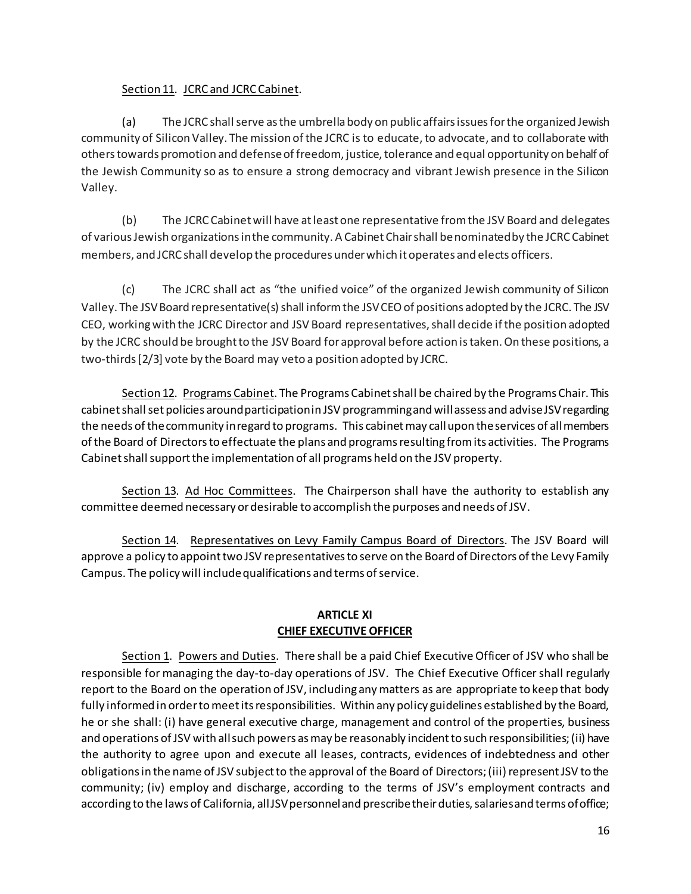Section 11. JCRC and JCRC Cabinet.

(a) The JCRC shall serve as the umbrella body on public affairs issues for the organized Jewish community of Silicon Valley. The mission of the JCRC is to educate, to advocate, and to collaborate with others towards promotion and defense of freedom, justice, tolerance and equal opportunity on behalf of the Jewish Community so as to ensure a strong democracy and vibrant Jewish presence in the Silicon Valley.

(b) The JCRC Cabinet will have at least one representative from the JSV Board and delegates of various Jewish organizations in the community. A Cabinet Chair shall be nominated by the JCRC Cabinet members, and JCRC shall develop the procedures under which it operates and elects officers.

(c) The JCRC shall act as "the unified voice" of the organized Jewish community of Silicon Valley. The JSV Board representative(s) shall inform the JSV CEO of positions adopted by the JCRC. The JSV CEO, working with the JCRC Director and JSV Board representatives, shall decide if the position adopted by the JCRC should be brought to the JSV Board for approval before action is taken. On these positions, a two-thirds [2/3] vote by the Board may veto a position adopted by JCRC.

Section 12. Programs Cabinet. The Programs Cabinet shall be chaired by the Programs Chair. This cabinet shall set policies around participation in JSV programming and will assess and advise JSV regarding the needs of the community in regard to programs. This cabinet may call upon the services of all members of the Board of Directors to effectuate the plans and programs resulting from its activities. The Programs Cabinet shall support the implementation of all programs held on the JSV property.

Section 13. Ad Hoc Committees. The Chairperson shall have the authority to establish any committee deemed necessary or desirable to accomplish the purposes and needs of JSV.

Section 14. Representatives on Levy Family Campus Board of Directors. The JSV Board will approve a policy to appoint two JSV representatives to serve on the Board of Directors of the Levy Family Campus. The policy will include qualifications and terms of service.

## ARTICLE XI
## CHIEF EXECUTIVE OFFICER

Section 1. Powers and Duties. There shall be a paid Chief Executive Officer of JSV who shall be responsible for managing the day-to-day operations of JSV. The Chief Executive Officer shall regularly report to the Board on the operation of JSV, including any matters as are appropriate to keep that body fully informed in order to meet its responsibilities. Within any policy guidelines established by the Board, he or she shall: (i) have general executive charge, management and control of the properties, business and operations of JSV with all such powers as may be reasonably incident to such responsibilities; (ii) have the authority to agree upon and execute all leases, contracts, evidences of indebtedness and other obligations in the name of JSV subject to the approval of the Board of Directors; (iii) represent JSV to the community; (iv) employ and discharge, according to the terms of JSV's employment contracts and according to the laws of California, all JSV personnel and prescribe their duties, salaries and terms of office;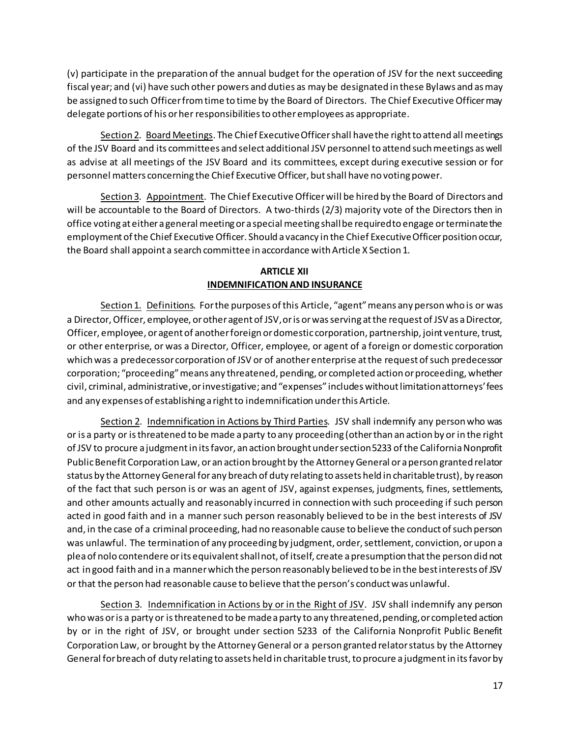(v) participate in the preparation of the annual budget for the operation of JSV for the next succeeding fiscal year; and (vi) have such other powers and duties as may be designated in these Bylaws and as may be assigned to such Officer from time to time by the Board of Directors. The Chief Executive Officer may delegate portions of his or her responsibilities to other employees as appropriate.

Section 2. Board Meetings. The Chief Executive Officer shall have the right to attend all meetings of the JSV Board and its committees and select additional JSV personnel to attend such meetings as well as advise at all meetings of the JSV Board and its committees, except during executive session or for personnel matters concerning the Chief Executive Officer, but shall have no voting power.

Section 3. Appointment. The Chief Executive Officer will be hired by the Board of Directors and will be accountable to the Board of Directors. A two-thirds (2/3) majority vote of the Directors then in office voting at either a general meeting or a special meeting shall be required to engage or terminate the employment of the Chief Executive Officer. Should a vacancy in the Chief Executive Officer position occur, the Board shall appoint a search committee in accordance with Article X Section 1.

## ARTICLE XII
## INDEMNIFICATION AND INSURANCE

Section 1. Definitions. For the purposes of this Article, "agent" means any person who is or was a Director, Officer, employee, or other agent of JSV, or is or was serving at the request of JSV as a Director, Officer, employee, or agent of another foreign or domestic corporation, partnership, joint venture, trust, or other enterprise, or was a Director, Officer, employee, or agent of a foreign or domestic corporation which was a predecessor corporation of JSV or of another enterprise at the request of such predecessor corporation; "proceeding" means any threatened, pending, or completed action or proceeding, whether civil, criminal, administrative, or investigative; and "expenses" includes without limitation attorneys' fees and any expenses of establishing a right to indemnification under this Article.

Section 2. Indemnification in Actions by Third Parties. JSV shall indemnify any person who was or is a party or is threatened to be made a party to any proceeding (other than an action by or in the right of JSV to procure a judgment in its favor, an action brought under section 5233 of the California Nonprofit Public Benefit Corporation Law, or an action brought by the Attorney General or a person granted relator status by the Attorney General for any breach of duty relating to assets held in charitable trust), by reason of the fact that such person is or was an agent of JSV, against expenses, judgments, fines, settlements, and other amounts actually and reasonably incurred in connection with such proceeding if such person acted in good faith and in a manner such person reasonably believed to be in the best interests of JSV and, in the case of a criminal proceeding, had no reasonable cause to believe the conduct of such person was unlawful. The termination of any proceeding by judgment, order, settlement, conviction, or upon a plea of nolo contendere or its equivalent shall not, of itself, create a presumption that the person did not act in good faith and in a manner which the person reasonably believed to be in the best interests of JSV or that the person had reasonable cause to believe that the person's conduct was unlawful.

Section 3. Indemnification in Actions by or in the Right of JSV. JSV shall indemnify any person who was or is a party or is threatened to be made a party to any threatened, pending, or completed action by or in the right of JSV, or brought under section 5233 of the California Nonprofit Public Benefit Corporation Law, or brought by the Attorney General or a person granted relator status by the Attorney General for breach of duty relating to assets held in charitable trust, to procure a judgment in its favor by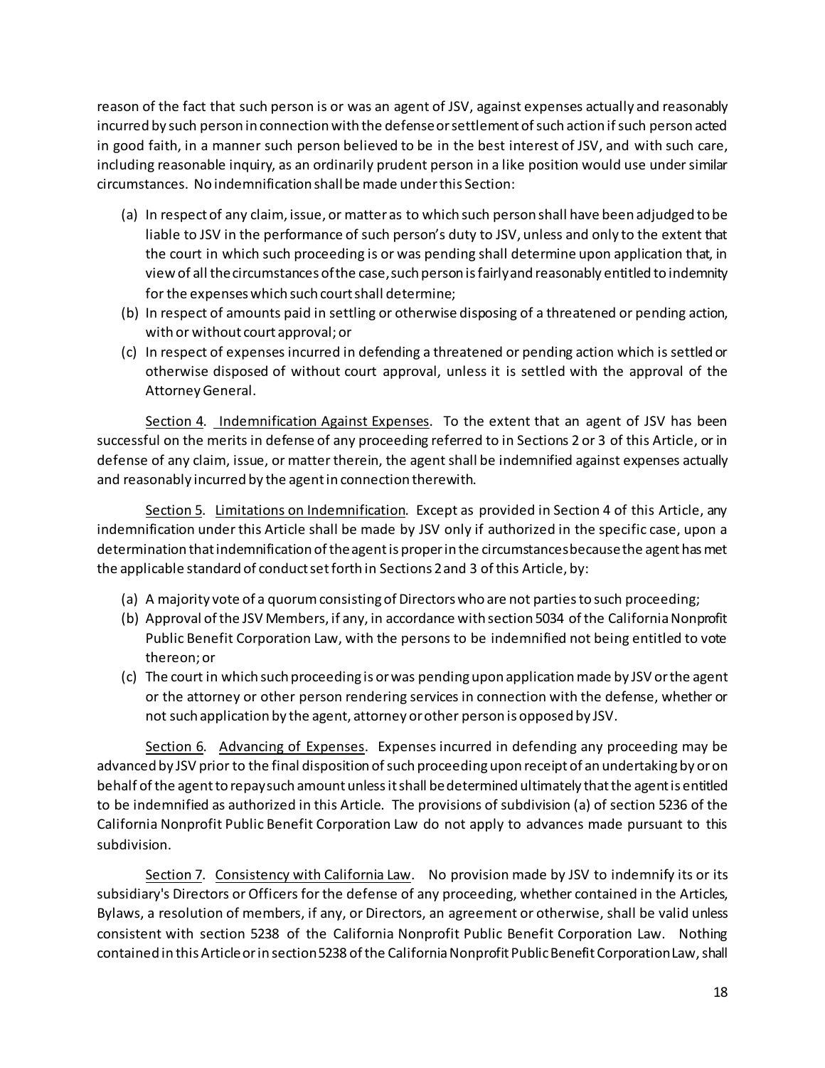reason of the fact that such person is or was an agent of JSV, against expenses actually and reasonably incurred by such person in connection with the defense or settlement of such action if such person acted in good faith, in a manner such person believed to be in the best interest of JSV, and with such care, including reasonable inquiry, as an ordinarily prudent person in a like position would use under similar circumstances. No indemnification shall be made under this Section:

(a) In respect of any claim, issue, or matter as to which such person shall have been adjudged to be liable to JSV in the performance of such person's duty to JSV, unless and only to the extent that the court in which such proceeding is or was pending shall determine upon application that, in view of all the circumstances of the case, such person is fairly and reasonably entitled to indemnity for the expenses which such court shall determine;
(b) In respect of amounts paid in settling or otherwise disposing of a threatened or pending action, with or without court approval; or
(c) In respect of expenses incurred in defending a threatened or pending action which is settled or otherwise disposed of without court approval, unless it is settled with the approval of the Attorney General.

Section 4. Indemnification Against Expenses. To the extent that an agent of JSV has been successful on the merits in defense of any proceeding referred to in Sections 2 or 3 of this Article, or in defense of any claim, issue, or matter therein, the agent shall be indemnified against expenses actually and reasonably incurred by the agent in connection therewith.

Section 5. Limitations on Indemnification. Except as provided in Section 4 of this Article, any indemnification under this Article shall be made by JSV only if authorized in the specific case, upon a determination that indemnification of the agent is proper in the circumstances because the agent has met the applicable standard of conduct set forth in Sections 2 and 3 of this Article, by:

(a) A majority vote of a quorum consisting of Directors who are not parties to such proceeding;
(b) Approval of the JSV Members, if any, in accordance with section 5034 of the California Nonprofit Public Benefit Corporation Law, with the persons to be indemnified not being entitled to vote thereon; or
(c) The court in which such proceeding is or was pending upon application made by JSV or the agent or the attorney or other person rendering services in connection with the defense, whether or not such application by the agent, attorney or other person is opposed by JSV.

Section 6. Advancing of Expenses. Expenses incurred in defending any proceeding may be advanced by JSV prior to the final disposition of such proceeding upon receipt of an undertaking by or on behalf of the agent to repay such amount unless it shall be determined ultimately that the agent is entitled to be indemnified as authorized in this Article. The provisions of subdivision (a) of section 5236 of the California Nonprofit Public Benefit Corporation Law do not apply to advances made pursuant to this subdivision.

Section 7. Consistency with California Law. No provision made by JSV to indemnify its or its subsidiary's Directors or Officers for the defense of any proceeding, whether contained in the Articles, Bylaws, a resolution of members, if any, or Directors, an agreement or otherwise, shall be valid unless consistent with section 5238 of the California Nonprofit Public Benefit Corporation Law. Nothing contained in this Article or in section 5238 of the California Nonprofit Public Benefit Corporation Law, shall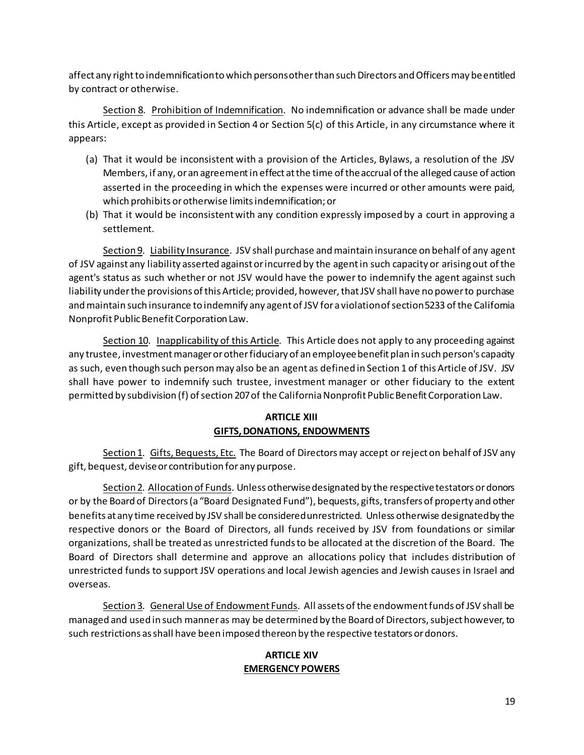affect any right to indemnification to which persons other than such Directors and Officers may be entitled by contract or otherwise.

Section 8. Prohibition of Indemnification. No indemnification or advance shall be made under this Article, except as provided in Section 4 or Section 5(c) of this Article, in any circumstance where it appears:

(a) That it would be inconsistent with a provision of the Articles, Bylaws, a resolution of the JSV Members, if any, or an agreement in effect at the time of the accrual of the alleged cause of action asserted in the proceeding in which the expenses were incurred or other amounts were paid, which prohibits or otherwise limits indemnification; or
(b) That it would be inconsistent with any condition expressly imposed by a court in approving a settlement.

Section 9. Liability Insurance. JSV shall purchase and maintain insurance on behalf of any agent of JSV against any liability asserted against or incurred by the agent in such capacity or arising out of the agent's status as such whether or not JSV would have the power to indemnify the agent against such liability under the provisions of this Article; provided, however, that JSV shall have no power to purchase and maintain such insurance to indemnify any agent of JSV for a violation of section 5233 of the California Nonprofit Public Benefit Corporation Law.

Section 10. Inapplicability of this Article. This Article does not apply to any proceeding against any trustee, investment manager or other fiduciary of an employee benefit plan in such person's capacity as such, even though such person may also be an agent as defined in Section 1 of this Article of JSV. JSV shall have power to indemnify such trustee, investment manager or other fiduciary to the extent permitted by subdivision (f) of section 207 of the California Nonprofit Public Benefit Corporation Law.

## ARTICLE XIII
## GIFTS, DONATIONS, ENDOWMENTS

Section 1. Gifts, Bequests, Etc. The Board of Directors may accept or reject on behalf of JSV any gift, bequest, devise or contribution for any purpose.

Section 2. Allocation of Funds. Unless otherwise designated by the respective testators or donors or by the Board of Directors (a "Board Designated Fund"), bequests, gifts, transfers of property and other benefits at any time received by JSV shall be considered unrestricted. Unless otherwise designated by the respective donors or the Board of Directors, all funds received by JSV from foundations or similar organizations, shall be treated as unrestricted funds to be allocated at the discretion of the Board. The Board of Directors shall determine and approve an allocations policy that includes distribution of unrestricted funds to support JSV operations and local Jewish agencies and Jewish causes in Israel and overseas.

Section 3. General Use of Endowment Funds. All assets of the endowment funds of JSV shall be managed and used in such manner as may be determined by the Board of Directors, subject however, to such restrictions as shall have been imposed thereon by the respective testators or donors.

## ARTICLE XIV
## EMERGENCY POWERS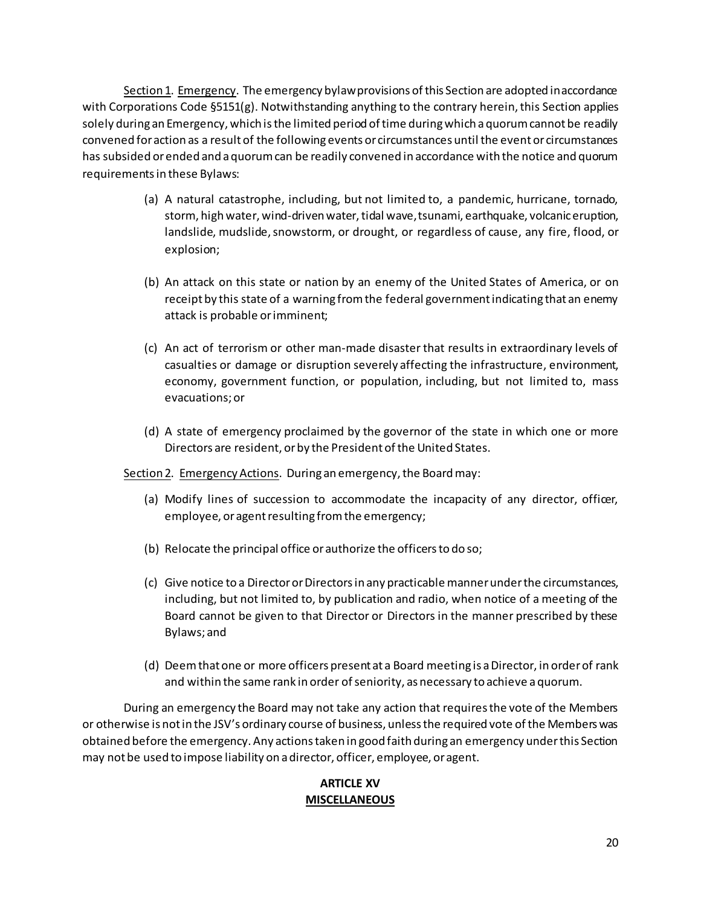Section 1. Emergency. The emergency bylaw provisions of this Section are adopted in accordance with Corporations Code §5151(g). Notwithstanding anything to the contrary herein, this Section applies solely during an Emergency, which is the limited period of time during which a quorum cannot be readily convened for action as a result of the following events or circumstances until the event or circumstances has subsided or ended and a quorum can be readily convened in accordance with the notice and quorum requirements in these Bylaws:

(a) A natural catastrophe, including, but not limited to, a pandemic, hurricane, tornado, storm, high water, wind-driven water, tidal wave, tsunami, earthquake, volcanic eruption, landslide, mudslide, snowstorm, or drought, or regardless of cause, any fire, flood, or explosion;

(b) An attack on this state or nation by an enemy of the United States of America, or on receipt by this state of a warning from the federal government indicating that an enemy attack is probable or imminent;

(c) An act of terrorism or other man-made disaster that results in extraordinary levels of casualties or damage or disruption severely affecting the infrastructure, environment, economy, government function, or population, including, but not limited to, mass evacuations; or

(d) A state of emergency proclaimed by the governor of the state in which one or more Directors are resident, or by the President of the United States.

Section 2. Emergency Actions. During an emergency, the Board may:

(a) Modify lines of succession to accommodate the incapacity of any director, officer, employee, or agent resulting from the emergency;

(b) Relocate the principal office or authorize the officers to do so;

(c) Give notice to a Director or Directors in any practicable manner under the circumstances, including, but not limited to, by publication and radio, when notice of a meeting of the Board cannot be given to that Director or Directors in the manner prescribed by these Bylaws; and

(d) Deem that one or more officers present at a Board meeting is a Director, in order of rank and within the same rank in order of seniority, as necessary to achieve a quorum.

During an emergency the Board may not take any action that requires the vote of the Members or otherwise is not in the JSV's ordinary course of business, unless the required vote of the Members was obtained before the emergency. Any actions taken in good faith during an emergency under this Section may not be used to impose liability on a director, officer, employee, or agent.

## ARTICLE XV
## MISCELLANEOUS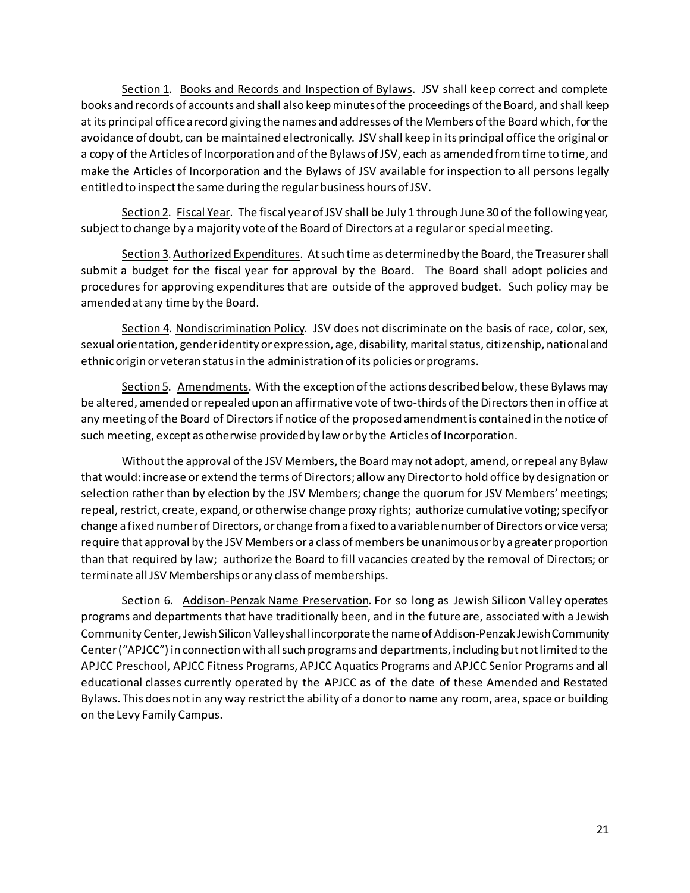<u>Section 1</u>. <u>Books and Records and Inspection of Bylaws</u>. JSV shall keep correct and complete books and records of accounts and shall also keep minutes of the proceedings of the Board, and shall keep at its principal office a record giving the names and addresses of the Members of the Board which, for the avoidance of doubt, can be maintained electronically. JSV shall keep in its principal office the original or a copy of the Articles of Incorporation and of the Bylaws of JSV, each as amended from time to time, and make the Articles of Incorporation and the Bylaws of JSV available for inspection to all persons legally entitled to inspect the same during the regular business hours of JSV.

<u>Section 2</u>. <u>Fiscal Year</u>. The fiscal year of JSV shall be July 1 through June 30 of the following year, subject to change by a majority vote of the Board of Directors at a regular or special meeting.

<u>Section 3</u>. <u>Authorized Expenditures</u>. At such time as determined by the Board, the Treasurer shall submit a budget for the fiscal year for approval by the Board. The Board shall adopt policies and procedures for approving expenditures that are outside of the approved budget. Such policy may be amended at any time by the Board.

<u>Section 4</u>. <u>Nondiscrimination Policy</u>. JSV does not discriminate on the basis of race, color, sex, sexual orientation, gender identity or expression, age, disability, marital status, citizenship, national and ethnic origin or veteran status in the administration of its policies or programs.

<u>Section 5</u>. <u>Amendments</u>. With the exception of the actions described below, these Bylaws may be altered, amended or repealed upon an affirmative vote of two-thirds of the Directors then in office at any meeting of the Board of Directors if notice of the proposed amendment is contained in the notice of such meeting, except as otherwise provided by law or by the Articles of Incorporation.

Without the approval of the JSV Members, the Board may not adopt, amend, or repeal any Bylaw that would: increase or extend the terms of Directors; allow any Director to hold office by designation or selection rather than by election by the JSV Members; change the quorum for JSV Members' meetings; repeal, restrict, create, expand, or otherwise change proxy rights; authorize cumulative voting; specify or change a fixed number of Directors, or change from a fixed to a variable number of Directors or vice versa; require that approval by the JSV Members or a class of members be unanimous or by a greater proportion than that required by law; authorize the Board to fill vacancies created by the removal of Directors; or terminate all JSV Memberships or any class of memberships.

Section 6. <u>Addison-Penzak Name Preservation</u>. For so long as Jewish Silicon Valley operates programs and departments that have traditionally been, and in the future are, associated with a Jewish Community Center, Jewish Silicon Valley shall incorporate the name of Addison-Penzak Jewish Community Center ("APJCC") in connection with all such programs and departments, including but not limited to the APJCC Preschool, APJCC Fitness Programs, APJCC Aquatics Programs and APJCC Senior Programs and all educational classes currently operated by the APJCC as of the date of these Amended and Restated Bylaws. This does not in any way restrict the ability of a donor to name any room, area, space or building on the Levy Family Campus.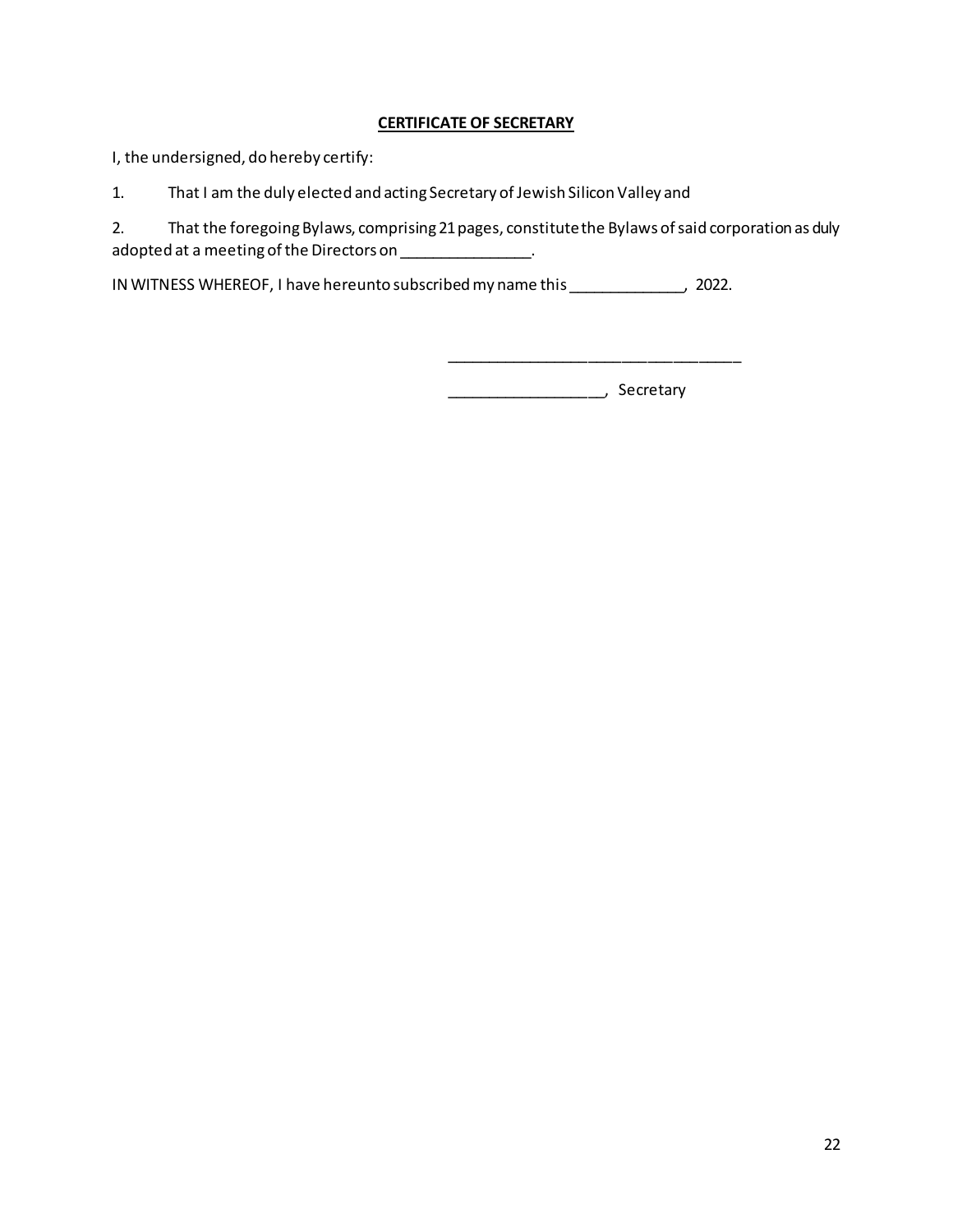**CERTIFICATE OF SECRETARY**

I, the undersigned, do hereby certify:

1. That I am the duly elected and acting Secretary of Jewish Silicon Valley and

2. That the foregoing Bylaws, comprising 21 pages, constitute the Bylaws of said corporation as duly adopted at a meeting of the Directors on _______________.

IN WITNESS WHEREOF, I have hereunto subscribed my name this _____________, 2022.

___________________________________

__________________, Secretary